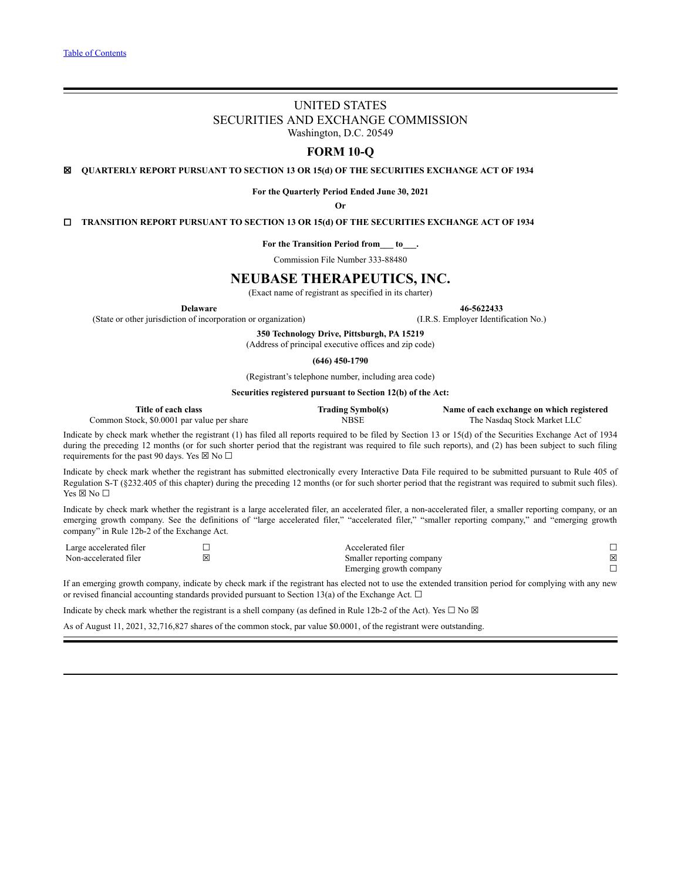# UNITED STATES
# SECURITIES AND EXCHANGE COMMISSION
Washington, D.C. 20549

## FORM 10-Q

☒ **QUARTERLY REPORT PURSUANT TO SECTION 13 OR 15(d) OF THE SECURITIES EXCHANGE ACT OF 1934**

**For the Quarterly Period Ended June 30, 2021**

**Or**

☐ **TRANSITION REPORT PURSUANT TO SECTION 13 OR 15(d) OF THE SECURITIES EXCHANGE ACT OF 1934**

**For the Transition Period from___ to___.**

Commission File Number 333-88480

# NEUBASE THERAPEUTICS, INC.
(Exact name of registrant as specified in its charter)

| **Delaware** | **46-5622433** |
|---|---|
| (State or other jurisdiction of incorporation or organization) | (I.R.S. Employer Identification No.) |

**350 Technology Drive, Pittsburgh, PA 15219**
(Address of principal executive offices and zip code)

**(646) 450-1790**

(Registrant's telephone number, including area code)

**Securities registered pursuant to Section 12(b) of the Act:**

| Title of each class | Trading Symbol(s) | Name of each exchange on which registered |
|---|---|---|
| Common Stock, $0.0001 par value per share | NBSE | The Nasdaq Stock Market LLC |

Indicate by check mark whether the registrant (1) has filed all reports required to be filed by Section 13 or 15(d) of the Securities Exchange Act of 1934 during the preceding 12 months (or for such shorter period that the registrant was required to file such reports), and (2) has been subject to such filing requirements for the past 90 days. Yes ☒ No ☐

Indicate by check mark whether the registrant has submitted electronically every Interactive Data File required to be submitted pursuant to Rule 405 of Regulation S-T (§232.405 of this chapter) during the preceding 12 months (or for such shorter period that the registrant was required to submit such files). Yes ☒ No ☐

Indicate by check mark whether the registrant is a large accelerated filer, an accelerated filer, a non-accelerated filer, a smaller reporting company, or an emerging growth company. See the definitions of "large accelerated filer," "accelerated filer," "smaller reporting company," and "emerging growth company" in Rule 12b-2 of the Exchange Act.

| | | | |
|---|---|---|---|
| Large accelerated filer | ☐ | Accelerated filer | ☐ |
| Non-accelerated filer | ☒ | Smaller reporting company | ☒ |
| | | Emerging growth company | ☐ |

If an emerging growth company, indicate by check mark if the registrant has elected not to use the extended transition period for complying with any new or revised financial accounting standards provided pursuant to Section 13(a) of the Exchange Act. ☐

Indicate by check mark whether the registrant is a shell company (as defined in Rule 12b-2 of the Act). Yes ☐ No ☒

As of August 11, 2021, 32,716,827 shares of the common stock, par value $0.0001, of the registrant were outstanding.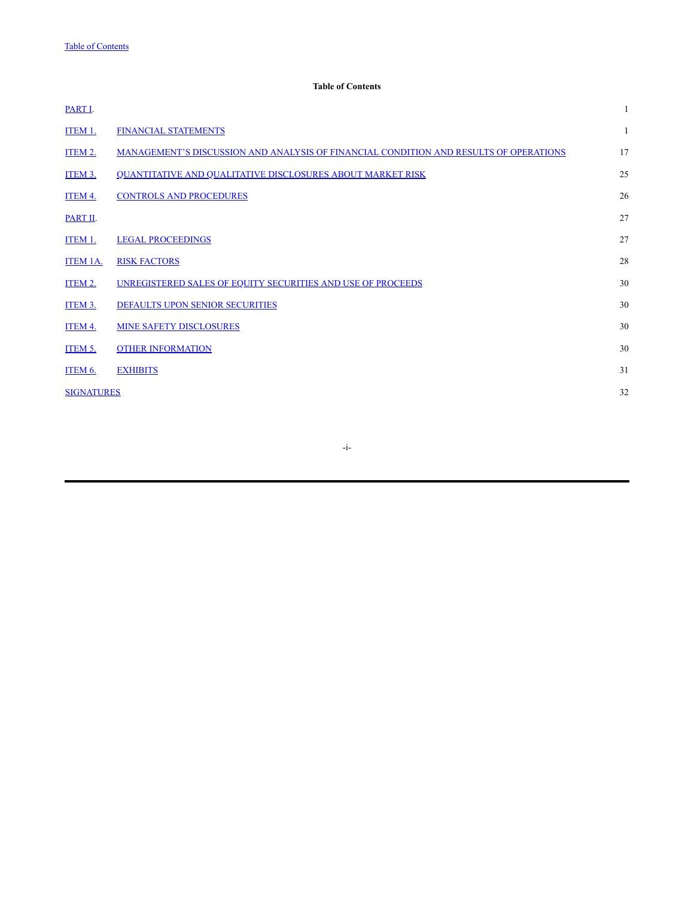# Table of Contents

| | | |
|---|---|---|
| PART I. | | 1 |
| ITEM 1. | FINANCIAL STATEMENTS | 1 |
| ITEM 2. | MANAGEMENT’S DISCUSSION AND ANALYSIS OF FINANCIAL CONDITION AND RESULTS OF OPERATIONS | 17 |
| ITEM 3. | QUANTITATIVE AND QUALITATIVE DISCLOSURES ABOUT MARKET RISK | 25 |
| ITEM 4. | CONTROLS AND PROCEDURES | 26 |
| PART II. | | 27 |
| ITEM 1. | LEGAL PROCEEDINGS | 27 |
| ITEM 1A. | RISK FACTORS | 28 |
| ITEM 2. | UNREGISTERED SALES OF EQUITY SECURITIES AND USE OF PROCEEDS | 30 |
| ITEM 3. | DEFAULTS UPON SENIOR SECURITIES | 30 |
| ITEM 4. | MINE SAFETY DISCLOSURES | 30 |
| ITEM 5. | OTHER INFORMATION | 30 |
| ITEM 6. | EXHIBITS | 31 |
| SIGNATURES | | 32 |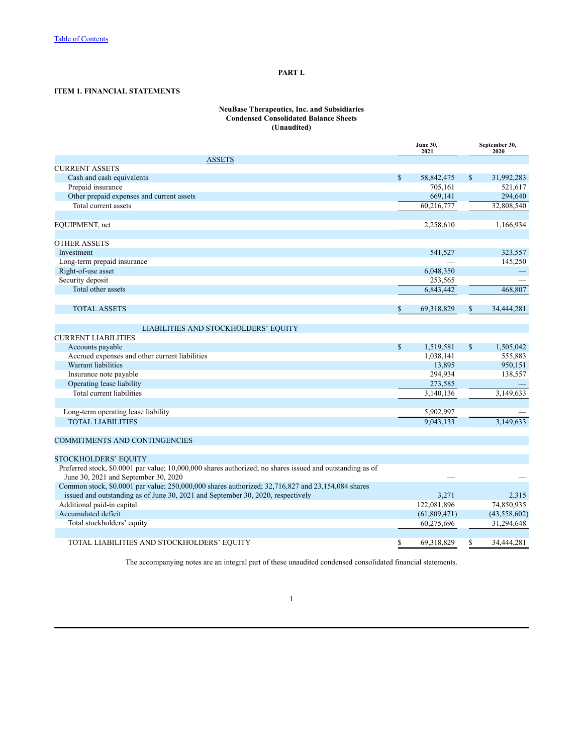# PART I.

## ITEM 1. FINANCIAL STATEMENTS

### NeuBase Therapeutics, Inc. and Subsidiaries
### Condensed Consolidated Balance Sheets
### (Unaudited)

| | June 30, 2021 | September 30, 2020 |
|---|---|---|
| **ASSETS** | | |
| CURRENT ASSETS | | |
| Cash and cash equivalents | $ 58,842,475 | $ 31,992,283 |
| Prepaid insurance | 705,161 | 521,617 |
| Other prepaid expenses and current assets | 669,141 | 294,640 |
| Total current assets | 60,216,777 | 32,808,540 |
| | | |
| EQUIPMENT, net | 2,258,610 | 1,166,934 |
| | | |
| OTHER ASSETS | | |
| Investment | 541,527 | 323,557 |
| Long-term prepaid insurance | — | 145,250 |
| Right-of-use asset | 6,048,350 | — |
| Security deposit | 253,565 | — |
| Total other assets | 6,843,442 | 468,807 |
| | | |
| TOTAL ASSETS | $ 69,318,829 | $ 34,444,281 |
| | | |
| **LIABILITIES AND STOCKHOLDERS' EQUITY** | | |
| CURRENT LIABILITIES | | |
| Accounts payable | $ 1,519,581 | $ 1,505,042 |
| Accrued expenses and other current liabilities | 1,038,141 | 555,883 |
| Warrant liabilities | 13,895 | 950,151 |
| Insurance note payable | 294,934 | 138,557 |
| Operating lease liability | 273,585 | — |
| Total current liabilities | 3,140,136 | 3,149,633 |
| | | |
| Long-term operating lease liability | 5,902,997 | — |
| TOTAL LIABILITIES | 9,043,133 | 3,149,633 |
| | | |
| COMMITMENTS AND CONTINGENCIES | | |
| | | |
| STOCKHOLDERS' EQUITY | | |
| Preferred stock, $0.0001 par value; 10,000,000 shares authorized; no shares issued and outstanding as of June 30, 2021 and September 30, 2020 | — | — |
| Common stock, $0.0001 par value; 250,000,000 shares authorized; 32,716,827 and 23,154,084 shares issued and outstanding as of June 30, 2021 and September 30, 2020, respectively | 3,271 | 2,315 |
| Additional paid-in capital | 122,081,896 | 74,850,935 |
| Accumulated deficit | (61,809,471) | (43,558,602) |
| Total stockholders' equity | 60,275,696 | 31,294,648 |
| | | |
| TOTAL LIABILITIES AND STOCKHOLDERS' EQUITY | $ 69,318,829 | $ 34,444,281 |

The accompanying notes are an integral part of these unaudited condensed consolidated financial statements.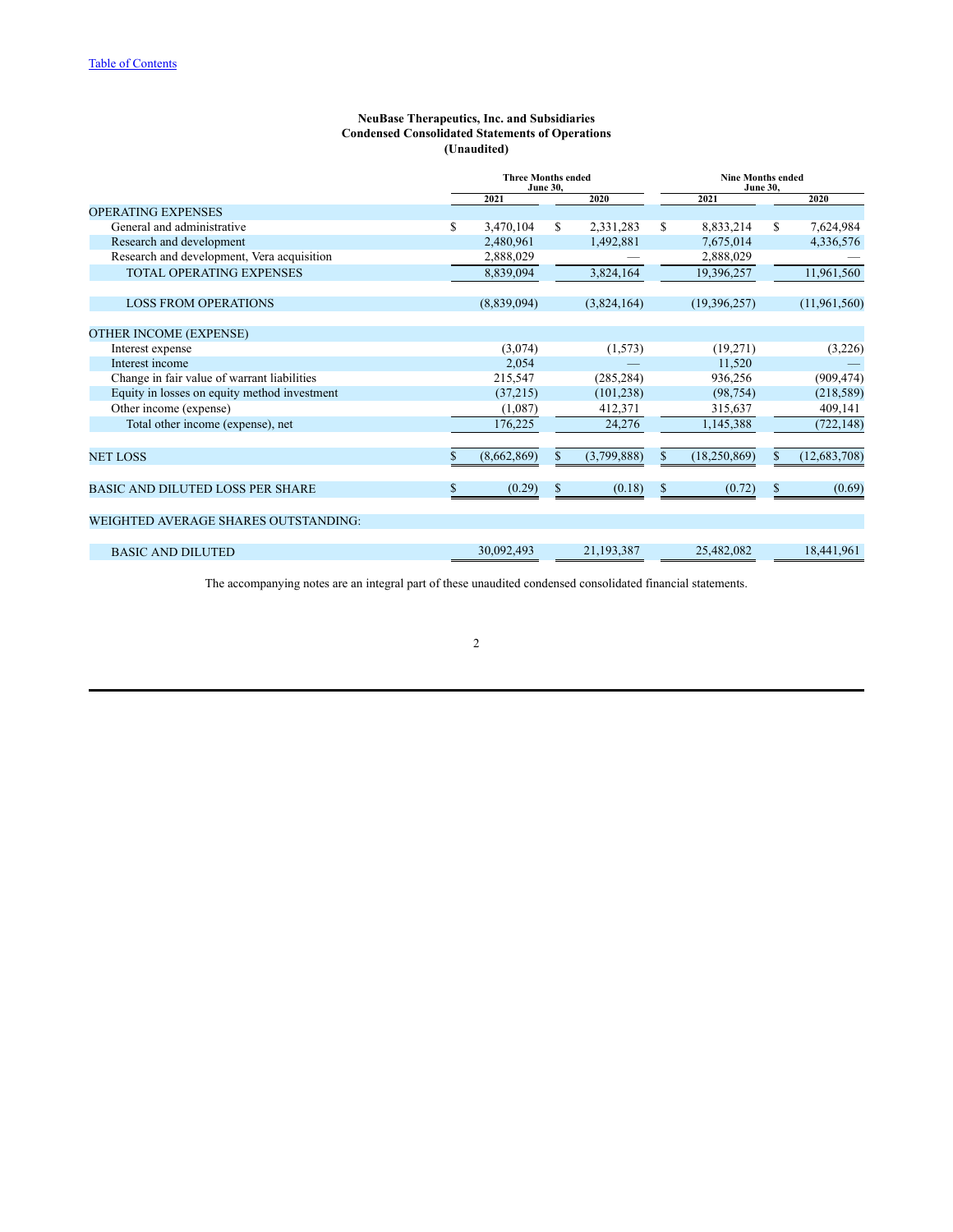**NeuBase Therapeutics, Inc. and Subsidiaries**
**Condensed Consolidated Statements of Operations**
**(Unaudited)**

| | Three Months ended June 30, | | Nine Months ended June 30, | |
|---|---|---|---|---|
| | 2021 | 2020 | 2021 | 2020 |
| OPERATING EXPENSES | | | | |
| General and administrative | $ 3,470,104 | $ 2,331,283 | $ 8,833,214 | $ 7,624,984 |
| Research and development | 2,480,961 | 1,492,881 | 7,675,014 | 4,336,576 |
| Research and development, Vera acquisition | 2,888,029 | — | 2,888,029 | — |
| TOTAL OPERATING EXPENSES | 8,839,094 | 3,824,164 | 19,396,257 | 11,961,560 |
| LOSS FROM OPERATIONS | (8,839,094) | (3,824,164) | (19,396,257) | (11,961,560) |
| OTHER INCOME (EXPENSE) | | | | |
| Interest expense | (3,074) | (1,573) | (19,271) | (3,226) |
| Interest income | 2,054 | — | 11,520 | — |
| Change in fair value of warrant liabilities | 215,547 | (285,284) | 936,256 | (909,474) |
| Equity in losses on equity method investment | (37,215) | (101,238) | (98,754) | (218,589) |
| Other income (expense) | (1,087) | 412,371 | 315,637 | 409,141 |
| Total other income (expense), net | 176,225 | 24,276 | 1,145,388 | (722,148) |
| NET LOSS | $ (8,662,869) | $ (3,799,888) | $ (18,250,869) | $ (12,683,708) |
| BASIC AND DILUTED LOSS PER SHARE | $ (0.29) | $ (0.18) | $ (0.72) | $ (0.69) |
| WEIGHTED AVERAGE SHARES OUTSTANDING: | | | | |
| BASIC AND DILUTED | 30,092,493 | 21,193,387 | 25,482,082 | 18,441,961 |

The accompanying notes are an integral part of these unaudited condensed consolidated financial statements.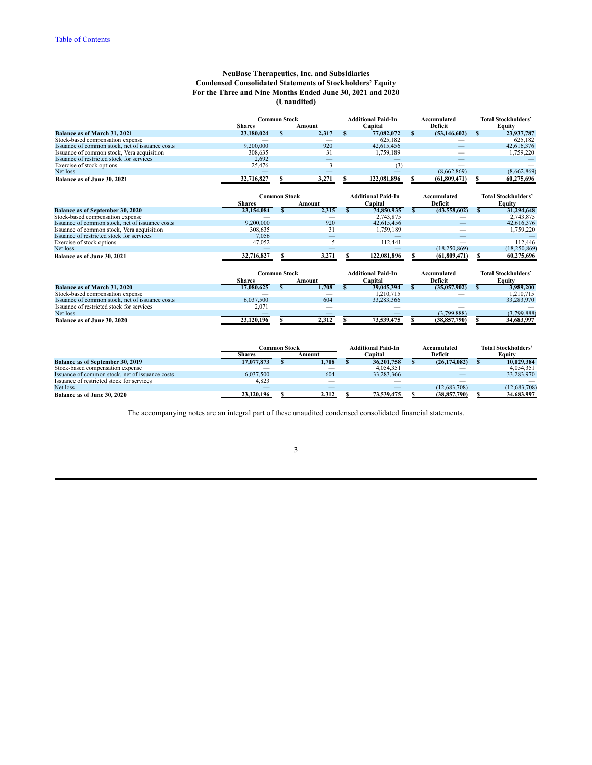# NeuBase Therapeutics, Inc. and Subsidiaries
## Condensed Consolidated Statements of Stockholders' Equity
## For the Three and Nine Months Ended June 30, 2021 and 2020
## (Unaudited)

| | Common Stock | | Additional Paid-In | Accumulated | Total Stockholders' |
|---|---|---|---|---|---|
| | Shares | Amount | Capital | Deficit | Equity |
| **Balance as of March 31, 2021** | **23,180,024** | **$ 2,317** | **$ 77,082,072** | **$ (53,146,602)** | **$ 23,937,787** |
| Stock-based compensation expense | — | — | 625,182 | — | 625,182 |
| Issuance of common stock, net of issuance costs | 9,200,000 | 920 | 42,615,456 | — | 42,616,376 |
| Issuance of common stock, Vera acquisition | 308,635 | 31 | 1,759,189 | — | 1,759,220 |
| Issuance of restricted stock for services | 2,692 | — | — | — | — |
| Exercise of stock options | 25,476 | 3 | (3) | — | — |
| Net loss | — | — | — | (8,662,869) | (8,662,869) |
| **Balance as of June 30, 2021** | **32,716,827** | **$ 3,271** | **$ 122,081,896** | **$ (61,809,471)** | **$ 60,275,696** |

| | Common Stock | | Additional Paid-In | Accumulated | Total Stockholders' |
|---|---|---|---|---|---|
| | Shares | Amount | Capital | Deficit | Equity |
| **Balance as of September 30, 2020** | **23,154,084** | **$ 2,315** | **$ 74,850,935** | **$ (43,558,602)** | **$ 31,294,648** |
| Stock-based compensation expense | — | — | 2,743,875 | — | 2,743,875 |
| Issuance of common stock, net of issuance costs | 9,200,000 | 920 | 42,615,456 | — | 42,616,376 |
| Issuance of common stock, Vera acquisition | 308,635 | 31 | 1,759,189 | — | 1,759,220 |
| Issuance of restricted stock for services | 7,056 | — | — | — | — |
| Exercise of stock options | 47,052 | 5 | 112,441 | — | 112,446 |
| Net loss | — | — | — | (18,250,869) | (18,250,869) |
| **Balance as of June 30, 2021** | **32,716,827** | **$ 3,271** | **$ 122,081,896** | **$ (61,809,471)** | **$ 60,275,696** |

| | Common Stock | | Additional Paid-In | Accumulated | Total Stockholders' |
|---|---|---|---|---|---|
| | Shares | Amount | Capital | Deficit | Equity |
| **Balance as of March 31, 2020** | **17,080,625** | **$ 1,708** | **$ 39,045,394** | **$ (35,057,902)** | **$ 3,989,200** |
| Stock-based compensation expense | — | — | 1,210,715 | — | 1,210,715 |
| Issuance of common stock, net of issuance costs | 6,037,500 | 604 | 33,283,366 | | 33,283,970 |
| Issuance of restricted stock for services | 2,071 | — | — | — | — |
| Net loss | — | — | — | (3,799,888) | (3,799,888) |
| **Balance as of June 30, 2020** | **23,120,196** | **$ 2,312** | **$ 73,539,475** | **$ (38,857,790)** | **$ 34,683,997** |

| | Common Stock | | Additional Paid-In | Accumulated | Total Stockholders' |
|---|---|---|---|---|---|
| | Shares | Amount | Capital | Deficit | Equity |
| **Balance as of September 30, 2019** | **17,077,873** | **$ 1,708** | **$ 36,201,758** | **$ (26,174,082)** | **$ 10,029,384** |
| Stock-based compensation expense | — | — | 4,054,351 | — | 4,054,351 |
| Issuance of common stock, net of issuance costs | 6,037,500 | 604 | 33,283,366 | — | 33,283,970 |
| Issuance of restricted stock for services | 4,823 | — | — | — | — |
| Net loss | — | — | — | (12,683,708) | (12,683,708) |
| **Balance as of June 30, 2020** | **23,120,196** | **$ 2,312** | **$ 73,539,475** | **$ (38,857,790)** | **$ 34,683,997** |

The accompanying notes are an integral part of these unaudited condensed consolidated financial statements.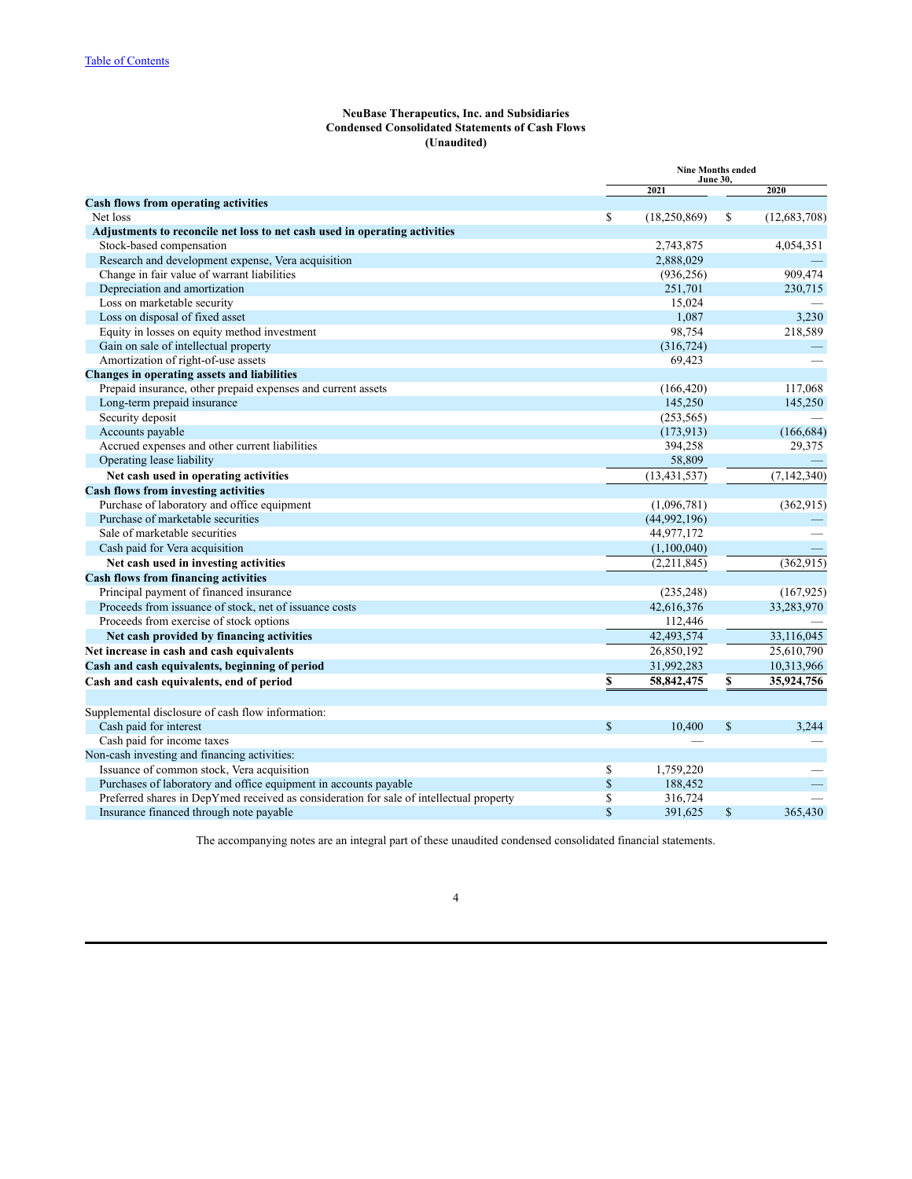**NeuBase Therapeutics, Inc. and Subsidiaries**
**Condensed Consolidated Statements of Cash Flows**
**(Unaudited)**

| | Nine Months ended June 30, | |
|---|---|---|
| | 2021 | 2020 |
| **Cash flows from operating activities** | | |
| Net loss | $ (18,250,869) | $ (12,683,708) |
| **Adjustments to reconcile net loss to net cash used in operating activities** | | |
| Stock-based compensation | 2,743,875 | 4,054,351 |
| Research and development expense, Vera acquisition | 2,888,029 | — |
| Change in fair value of warrant liabilities | (936,256) | 909,474 |
| Depreciation and amortization | 251,701 | 230,715 |
| Loss on marketable security | 15,024 | — |
| Loss on disposal of fixed asset | 1,087 | 3,230 |
| Equity in losses on equity method investment | 98,754 | 218,589 |
| Gain on sale of intellectual property | (316,724) | — |
| Amortization of right-of-use assets | 69,423 | — |
| **Changes in operating assets and liabilities** | | |
| Prepaid insurance, other prepaid expenses and current assets | (166,420) | 117,068 |
| Long-term prepaid insurance | 145,250 | 145,250 |
| Security deposit | (253,565) | — |
| Accounts payable | (173,913) | (166,684) |
| Accrued expenses and other current liabilities | 394,258 | 29,375 |
| Operating lease liability | 58,809 | — |
| **Net cash used in operating activities** | (13,431,537) | (7,142,340) |
| **Cash flows from investing activities** | | |
| Purchase of laboratory and office equipment | (1,096,781) | (362,915) |
| Purchase of marketable securities | (44,992,196) | — |
| Sale of marketable securities | 44,977,172 | — |
| Cash paid for Vera acquisition | (1,100,040) | — |
| **Net cash used in investing activities** | (2,211,845) | (362,915) |
| **Cash flows from financing activities** | | |
| Principal payment of financed insurance | (235,248) | (167,925) |
| Proceeds from issuance of stock, net of issuance costs | 42,616,376 | 33,283,970 |
| Proceeds from exercise of stock options | 112,446 | — |
| **Net cash provided by financing activities** | 42,493,574 | 33,116,045 |
| **Net increase in cash and cash equivalents** | 26,850,192 | 25,610,790 |
| **Cash and cash equivalents, beginning of period** | 31,992,283 | 10,313,966 |
| **Cash and cash equivalents, end of period** | **$ 58,842,475** | **$ 35,924,756** |
| | | |
| Supplemental disclosure of cash flow information: | | |
| Cash paid for interest | $ 10,400 | $ 3,244 |
| Cash paid for income taxes | — | — |
| Non-cash investing and financing activities: | | |
| Issuance of common stock, Vera acquisition | $ 1,759,220 | — |
| Purchases of laboratory and office equipment in accounts payable | $ 188,452 | — |
| Preferred shares in DepYmed received as consideration for sale of intellectual property | $ 316,724 | — |
| Insurance financed through note payable | $ 391,625 | $ 365,430 |

The accompanying notes are an integral part of these unaudited condensed consolidated financial statements.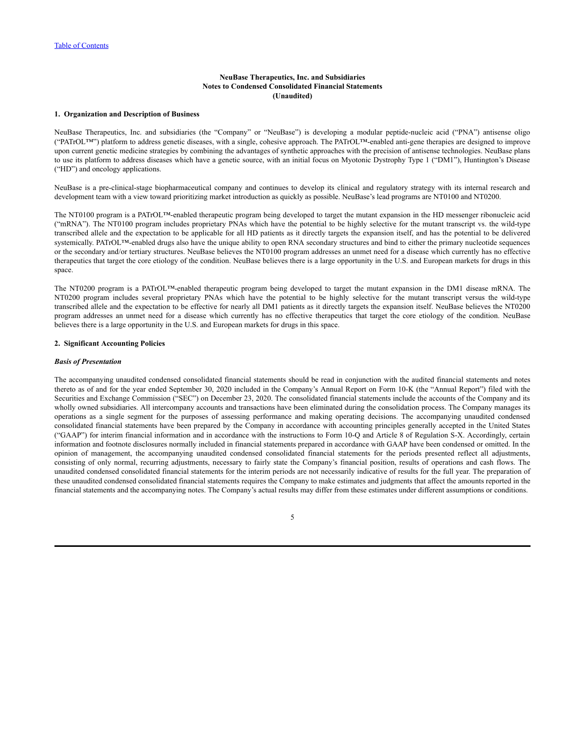**NeuBase Therapeutics, Inc. and Subsidiaries**
**Notes to Condensed Consolidated Financial Statements**
**(Unaudited)**

## 1. Organization and Description of Business

NeuBase Therapeutics, Inc. and subsidiaries (the "Company" or "NeuBase") is developing a modular peptide-nucleic acid ("PNA") antisense oligo ("PATrOL™") platform to address genetic diseases, with a single, cohesive approach. The PATrOL™-enabled anti-gene therapies are designed to improve upon current genetic medicine strategies by combining the advantages of synthetic approaches with the precision of antisense technologies. NeuBase plans to use its platform to address diseases which have a genetic source, with an initial focus on Myotonic Dystrophy Type 1 ("DM1"), Huntington's Disease ("HD") and oncology applications.

NeuBase is a pre-clinical-stage biopharmaceutical company and continues to develop its clinical and regulatory strategy with its internal research and development team with a view toward prioritizing market introduction as quickly as possible. NeuBase's lead programs are NT0100 and NT0200.

The NT0100 program is a PATrOL™-enabled therapeutic program being developed to target the mutant expansion in the HD messenger ribonucleic acid ("mRNA"). The NT0100 program includes proprietary PNAs which have the potential to be highly selective for the mutant transcript vs. the wild-type transcribed allele and the expectation to be applicable for all HD patients as it directly targets the expansion itself, and has the potential to be delivered systemically. PATrOL™-enabled drugs also have the unique ability to open RNA secondary structures and bind to either the primary nucleotide sequences or the secondary and/or tertiary structures. NeuBase believes the NT0100 program addresses an unmet need for a disease which currently has no effective therapeutics that target the core etiology of the condition. NeuBase believes there is a large opportunity in the U.S. and European markets for drugs in this space.

The NT0200 program is a PATrOL™-enabled therapeutic program being developed to target the mutant expansion in the DM1 disease mRNA. The NT0200 program includes several proprietary PNAs which have the potential to be highly selective for the mutant transcript versus the wild-type transcribed allele and the expectation to be effective for nearly all DM1 patients as it directly targets the expansion itself. NeuBase believes the NT0200 program addresses an unmet need for a disease which currently has no effective therapeutics that target the core etiology of the condition. NeuBase believes there is a large opportunity in the U.S. and European markets for drugs in this space.

## 2. Significant Accounting Policies

### *Basis of Presentation*

The accompanying unaudited condensed consolidated financial statements should be read in conjunction with the audited financial statements and notes thereto as of and for the year ended September 30, 2020 included in the Company's Annual Report on Form 10-K (the "Annual Report") filed with the Securities and Exchange Commission ("SEC") on December 23, 2020. The consolidated financial statements include the accounts of the Company and its wholly owned subsidiaries. All intercompany accounts and transactions have been eliminated during the consolidation process. The Company manages its operations as a single segment for the purposes of assessing performance and making operating decisions. The accompanying unaudited condensed consolidated financial statements have been prepared by the Company in accordance with accounting principles generally accepted in the United States ("GAAP") for interim financial information and in accordance with the instructions to Form 10-Q and Article 8 of Regulation S-X. Accordingly, certain information and footnote disclosures normally included in financial statements prepared in accordance with GAAP have been condensed or omitted. In the opinion of management, the accompanying unaudited condensed consolidated financial statements for the periods presented reflect all adjustments, consisting of only normal, recurring adjustments, necessary to fairly state the Company's financial position, results of operations and cash flows. The unaudited condensed consolidated financial statements for the interim periods are not necessarily indicative of results for the full year. The preparation of these unaudited condensed consolidated financial statements requires the Company to make estimates and judgments that affect the amounts reported in the financial statements and the accompanying notes. The Company's actual results may differ from these estimates under different assumptions or conditions.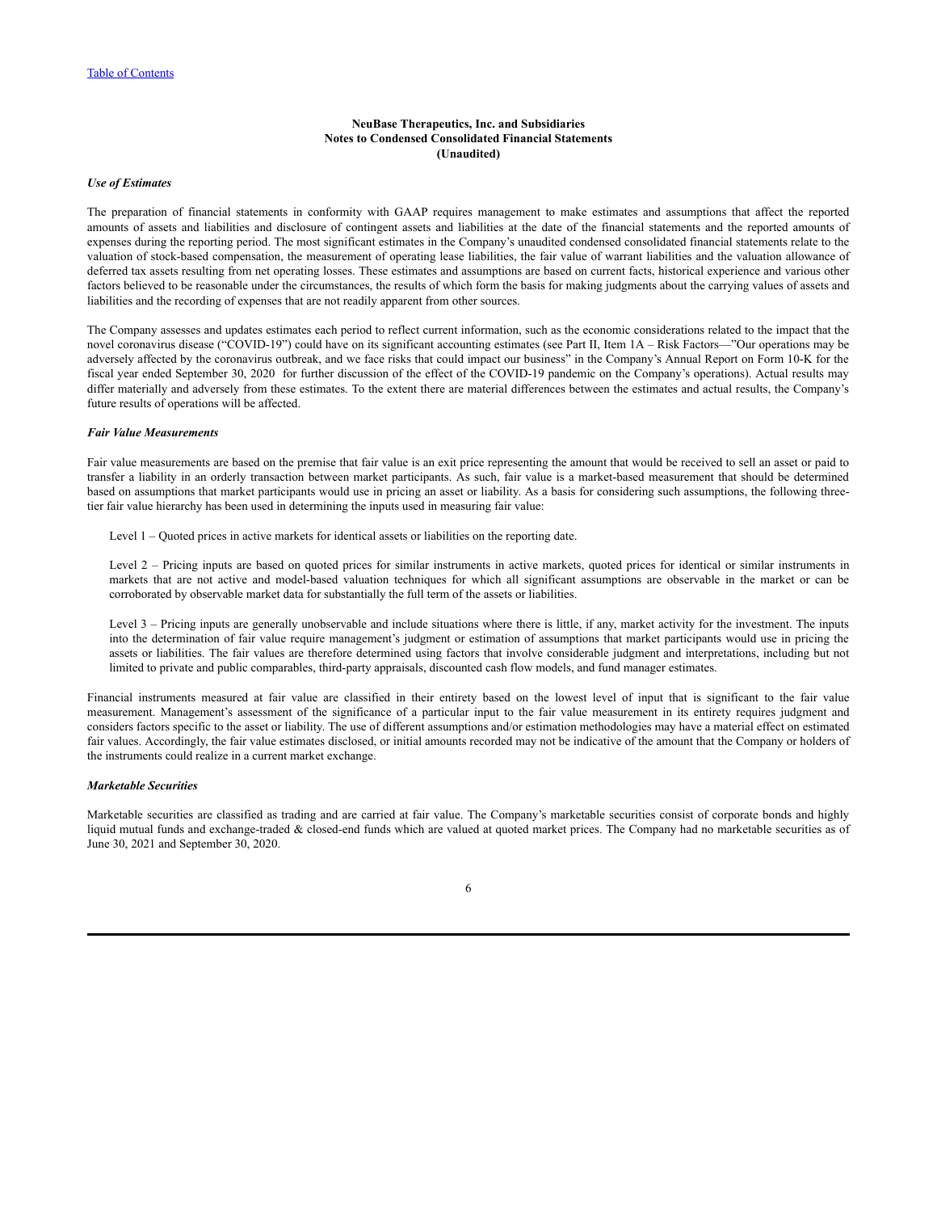**NeuBase Therapeutics, Inc. and Subsidiaries**
**Notes to Condensed Consolidated Financial Statements**
**(Unaudited)**

***Use of Estimates***

The preparation of financial statements in conformity with GAAP requires management to make estimates and assumptions that affect the reported amounts of assets and liabilities and disclosure of contingent assets and liabilities at the date of the financial statements and the reported amounts of expenses during the reporting period. The most significant estimates in the Company's unaudited condensed consolidated financial statements relate to the valuation of stock-based compensation, the measurement of operating lease liabilities, the fair value of warrant liabilities and the valuation allowance of deferred tax assets resulting from net operating losses. These estimates and assumptions are based on current facts, historical experience and various other factors believed to be reasonable under the circumstances, the results of which form the basis for making judgments about the carrying values of assets and liabilities and the recording of expenses that are not readily apparent from other sources.

The Company assesses and updates estimates each period to reflect current information, such as the economic considerations related to the impact that the novel coronavirus disease ("COVID-19") could have on its significant accounting estimates (see Part II, Item 1A – Risk Factors—"Our operations may be adversely affected by the coronavirus outbreak, and we face risks that could impact our business" in the Company's Annual Report on Form 10-K for the fiscal year ended September 30, 2020 for further discussion of the effect of the COVID-19 pandemic on the Company's operations). Actual results may differ materially and adversely from these estimates. To the extent there are material differences between the estimates and actual results, the Company's future results of operations will be affected.

***Fair Value Measurements***

Fair value measurements are based on the premise that fair value is an exit price representing the amount that would be received to sell an asset or paid to transfer a liability in an orderly transaction between market participants. As such, fair value is a market-based measurement that should be determined based on assumptions that market participants would use in pricing an asset or liability. As a basis for considering such assumptions, the following three-tier fair value hierarchy has been used in determining the inputs used in measuring fair value:

Level 1 – Quoted prices in active markets for identical assets or liabilities on the reporting date.

Level 2 – Pricing inputs are based on quoted prices for similar instruments in active markets, quoted prices for identical or similar instruments in markets that are not active and model-based valuation techniques for which all significant assumptions are observable in the market or can be corroborated by observable market data for substantially the full term of the assets or liabilities.

Level 3 – Pricing inputs are generally unobservable and include situations where there is little, if any, market activity for the investment. The inputs into the determination of fair value require management's judgment or estimation of assumptions that market participants would use in pricing the assets or liabilities. The fair values are therefore determined using factors that involve considerable judgment and interpretations, including but not limited to private and public comparables, third-party appraisals, discounted cash flow models, and fund manager estimates.

Financial instruments measured at fair value are classified in their entirety based on the lowest level of input that is significant to the fair value measurement. Management's assessment of the significance of a particular input to the fair value measurement in its entirety requires judgment and considers factors specific to the asset or liability. The use of different assumptions and/or estimation methodologies may have a material effect on estimated fair values. Accordingly, the fair value estimates disclosed, or initial amounts recorded may not be indicative of the amount that the Company or holders of the instruments could realize in a current market exchange.

***Marketable Securities***

Marketable securities are classified as trading and are carried at fair value. The Company's marketable securities consist of corporate bonds and highly liquid mutual funds and exchange-traded & closed-end funds which are valued at quoted market prices. The Company had no marketable securities as of June 30, 2021 and September 30, 2020.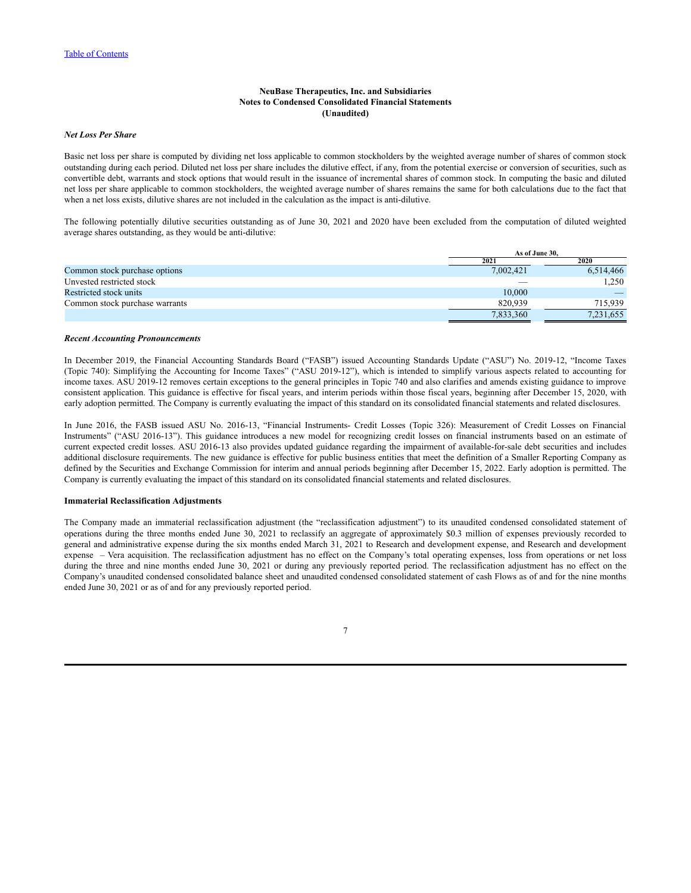**NeuBase Therapeutics, Inc. and Subsidiaries**
**Notes to Condensed Consolidated Financial Statements**
**(Unaudited)**

***Net Loss Per Share***

Basic net loss per share is computed by dividing net loss applicable to common stockholders by the weighted average number of shares of common stock outstanding during each period. Diluted net loss per share includes the dilutive effect, if any, from the potential exercise or conversion of securities, such as convertible debt, warrants and stock options that would result in the issuance of incremental shares of common stock. In computing the basic and diluted net loss per share applicable to common stockholders, the weighted average number of shares remains the same for both calculations due to the fact that when a net loss exists, dilutive shares are not included in the calculation as the impact is anti-dilutive.

The following potentially dilutive securities outstanding as of June 30, 2021 and 2020 have been excluded from the computation of diluted weighted average shares outstanding, as they would be anti-dilutive:

| | As of June 30, | |
|---|---|---|
| | 2021 | 2020 |
| Common stock purchase options | 7,002,421 | 6,514,466 |
| Unvested restricted stock | — | 1,250 |
| Restricted stock units | 10,000 | — |
| Common stock purchase warrants | 820,939 | 715,939 |
| | 7,833,360 | 7,231,655 |

***Recent Accounting Pronouncements***

In December 2019, the Financial Accounting Standards Board ("FASB") issued Accounting Standards Update ("ASU") No. 2019-12, "Income Taxes (Topic 740): Simplifying the Accounting for Income Taxes" ("ASU 2019-12"), which is intended to simplify various aspects related to accounting for income taxes. ASU 2019-12 removes certain exceptions to the general principles in Topic 740 and also clarifies and amends existing guidance to improve consistent application. This guidance is effective for fiscal years, and interim periods within those fiscal years, beginning after December 15, 2020, with early adoption permitted. The Company is currently evaluating the impact of this standard on its consolidated financial statements and related disclosures.

In June 2016, the FASB issued ASU No. 2016-13, "Financial Instruments- Credit Losses (Topic 326): Measurement of Credit Losses on Financial Instruments" ("ASU 2016-13"). This guidance introduces a new model for recognizing credit losses on financial instruments based on an estimate of current expected credit losses. ASU 2016-13 also provides updated guidance regarding the impairment of available-for-sale debt securities and includes additional disclosure requirements. The new guidance is effective for public business entities that meet the definition of a Smaller Reporting Company as defined by the Securities and Exchange Commission for interim and annual periods beginning after December 15, 2022. Early adoption is permitted. The Company is currently evaluating the impact of this standard on its consolidated financial statements and related disclosures.

**Immaterial Reclassification Adjustments**

The Company made an immaterial reclassification adjustment (the "reclassification adjustment") to its unaudited condensed consolidated statement of operations during the three months ended June 30, 2021 to reclassify an aggregate of approximately $0.3 million of expenses previously recorded to general and administrative expense during the six months ended March 31, 2021 to Research and development expense, and Research and development expense – Vera acquisition. The reclassification adjustment has no effect on the Company's total operating expenses, loss from operations or net loss during the three and nine months ended June 30, 2021 or during any previously reported period. The reclassification adjustment has no effect on the Company's unaudited condensed consolidated balance sheet and unaudited condensed consolidated statement of cash Flows as of and for the nine months ended June 30, 2021 or as of and for any previously reported period.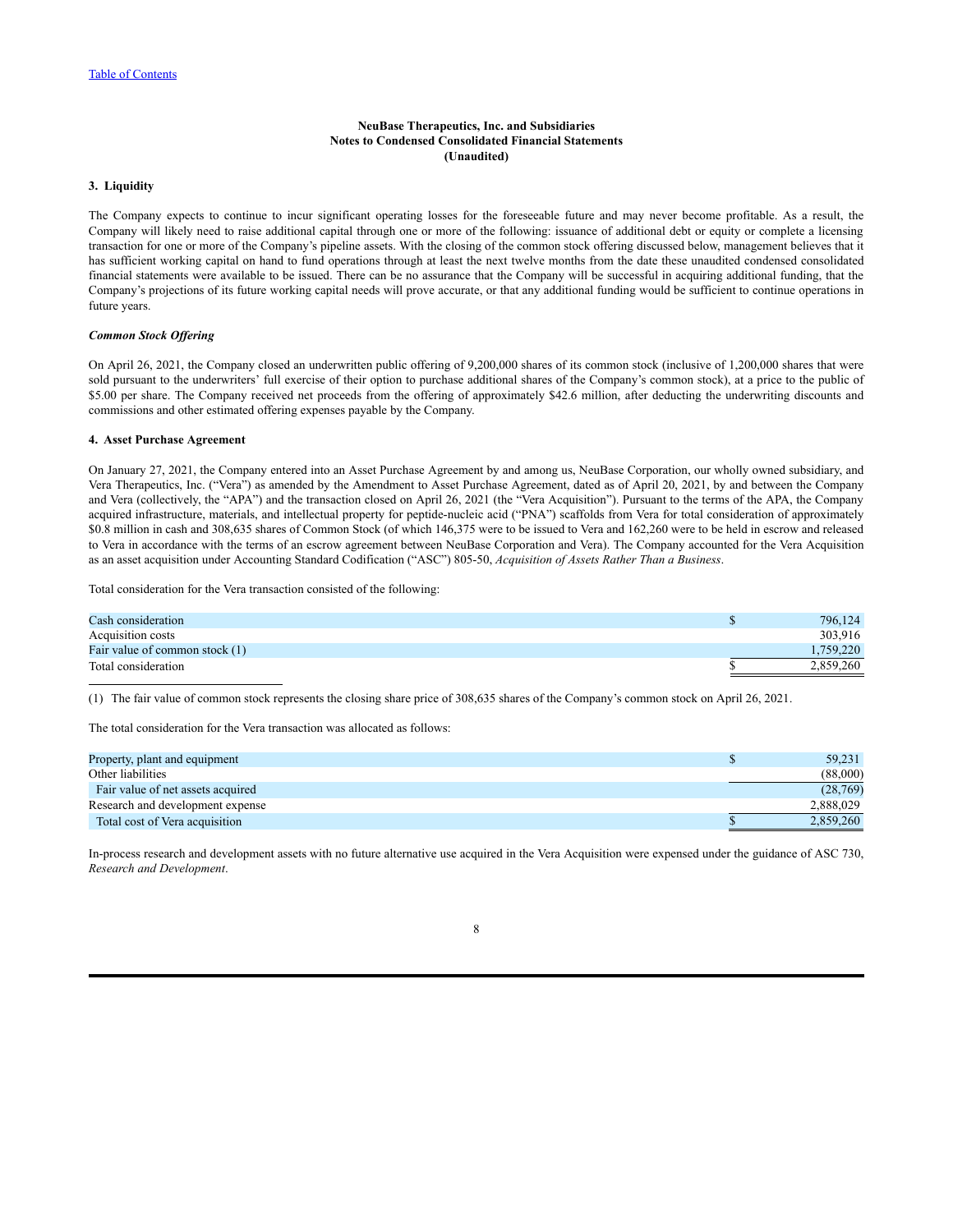**NeuBase Therapeutics, Inc. and Subsidiaries**
**Notes to Condensed Consolidated Financial Statements**
**(Unaudited)**

### 3. Liquidity

The Company expects to continue to incur significant operating losses for the foreseeable future and may never become profitable. As a result, the Company will likely need to raise additional capital through one or more of the following: issuance of additional debt or equity or complete a licensing transaction for one or more of the Company's pipeline assets. With the closing of the common stock offering discussed below, management believes that it has sufficient working capital on hand to fund operations through at least the next twelve months from the date these unaudited condensed consolidated financial statements were available to be issued. There can be no assurance that the Company will be successful in acquiring additional funding, that the Company's projections of its future working capital needs will prove accurate, or that any additional funding would be sufficient to continue operations in future years.

***Common Stock Offering***

On April 26, 2021, the Company closed an underwritten public offering of 9,200,000 shares of its common stock (inclusive of 1,200,000 shares that were sold pursuant to the underwriters' full exercise of their option to purchase additional shares of the Company's common stock), at a price to the public of $5.00 per share. The Company received net proceeds from the offering of approximately $42.6 million, after deducting the underwriting discounts and commissions and other estimated offering expenses payable by the Company.

### 4. Asset Purchase Agreement

On January 27, 2021, the Company entered into an Asset Purchase Agreement by and among us, NeuBase Corporation, our wholly owned subsidiary, and Vera Therapeutics, Inc. ("Vera") as amended by the Amendment to Asset Purchase Agreement, dated as of April 20, 2021, by and between the Company and Vera (collectively, the "APA") and the transaction closed on April 26, 2021 (the "Vera Acquisition"). Pursuant to the terms of the APA, the Company acquired infrastructure, materials, and intellectual property for peptide-nucleic acid ("PNA") scaffolds from Vera for total consideration of approximately $0.8 million in cash and 308,635 shares of Common Stock (of which 146,375 were to be issued to Vera and 162,260 were to be held in escrow and released to Vera in accordance with the terms of an escrow agreement between NeuBase Corporation and Vera). The Company accounted for the Vera Acquisition as an asset acquisition under Accounting Standard Codification ("ASC") 805-50, *Acquisition of Assets Rather Than a Business*.

Total consideration for the Vera transaction consisted of the following:

| | | |
|---|---|---|
| Cash consideration | $ | 796,124 |
| Acquisition costs | | 303,916 |
| Fair value of common stock (1) | | 1,759,220 |
| Total consideration | $ | 2,859,260 |

(1) The fair value of common stock represents the closing share price of 308,635 shares of the Company's common stock on April 26, 2021.

The total consideration for the Vera transaction was allocated as follows:

| | | |
|---|---|---|
| Property, plant and equipment | $ | 59,231 |
| Other liabilities | | (88,000) |
| Fair value of net assets acquired | | (28,769) |
| Research and development expense | | 2,888,029 |
| Total cost of Vera acquisition | $ | 2,859,260 |

In-process research and development assets with no future alternative use acquired in the Vera Acquisition were expensed under the guidance of ASC 730, *Research and Development*.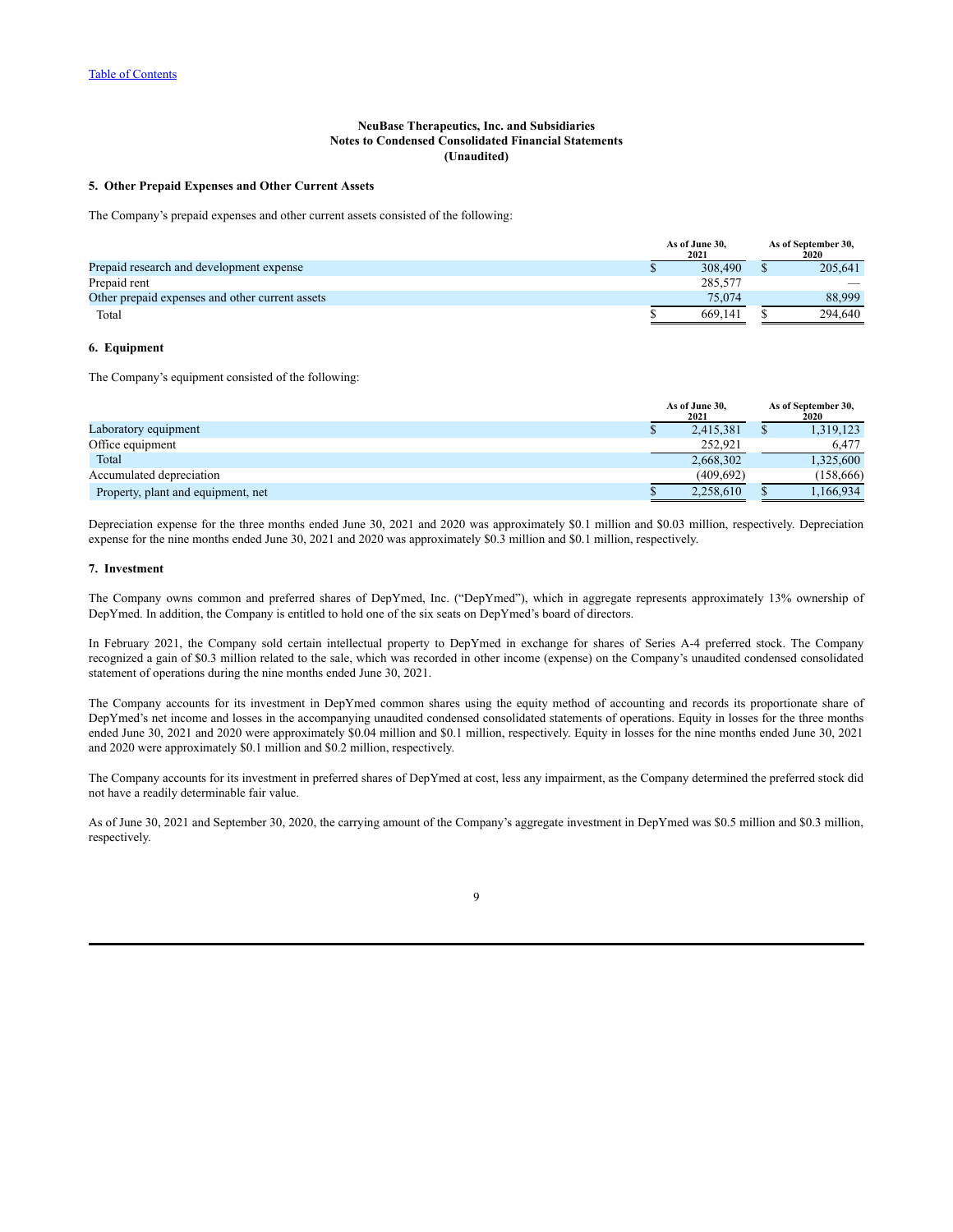NeuBase Therapeutics, Inc. and Subsidiaries
Notes to Condensed Consolidated Financial Statements
(Unaudited)

### 5. Other Prepaid Expenses and Other Current Assets

The Company's prepaid expenses and other current assets consisted of the following:

| | As of June 30, 2021 | As of September 30, 2020 |
|---|---|---|
| Prepaid research and development expense | $ 308,490 | $ 205,641 |
| Prepaid rent | 285,577 | — |
| Other prepaid expenses and other current assets | 75,074 | 88,999 |
| Total | $ 669,141 | $ 294,640 |

### 6. Equipment

The Company's equipment consisted of the following:

| | As of June 30, 2021 | As of September 30, 2020 |
|---|---|---|
| Laboratory equipment | $ 2,415,381 | $ 1,319,123 |
| Office equipment | 252,921 | 6,477 |
| Total | 2,668,302 | 1,325,600 |
| Accumulated depreciation | (409,692) | (158,666) |
| Property, plant and equipment, net | $ 2,258,610 | $ 1,166,934 |

Depreciation expense for the three months ended June 30, 2021 and 2020 was approximately $0.1 million and $0.03 million, respectively. Depreciation expense for the nine months ended June 30, 2021 and 2020 was approximately $0.3 million and $0.1 million, respectively.

### 7. Investment

The Company owns common and preferred shares of DepYmed, Inc. ("DepYmed"), which in aggregate represents approximately 13% ownership of DepYmed. In addition, the Company is entitled to hold one of the six seats on DepYmed's board of directors.

In February 2021, the Company sold certain intellectual property to DepYmed in exchange for shares of Series A-4 preferred stock. The Company recognized a gain of $0.3 million related to the sale, which was recorded in other income (expense) on the Company's unaudited condensed consolidated statement of operations during the nine months ended June 30, 2021.

The Company accounts for its investment in DepYmed common shares using the equity method of accounting and records its proportionate share of DepYmed's net income and losses in the accompanying unaudited condensed consolidated statements of operations. Equity in losses for the three months ended June 30, 2021 and 2020 were approximately $0.04 million and $0.1 million, respectively. Equity in losses for the nine months ended June 30, 2021 and 2020 were approximately $0.1 million and $0.2 million, respectively.

The Company accounts for its investment in preferred shares of DepYmed at cost, less any impairment, as the Company determined the preferred stock did not have a readily determinable fair value.

As of June 30, 2021 and September 30, 2020, the carrying amount of the Company's aggregate investment in DepYmed was $0.5 million and $0.3 million, respectively.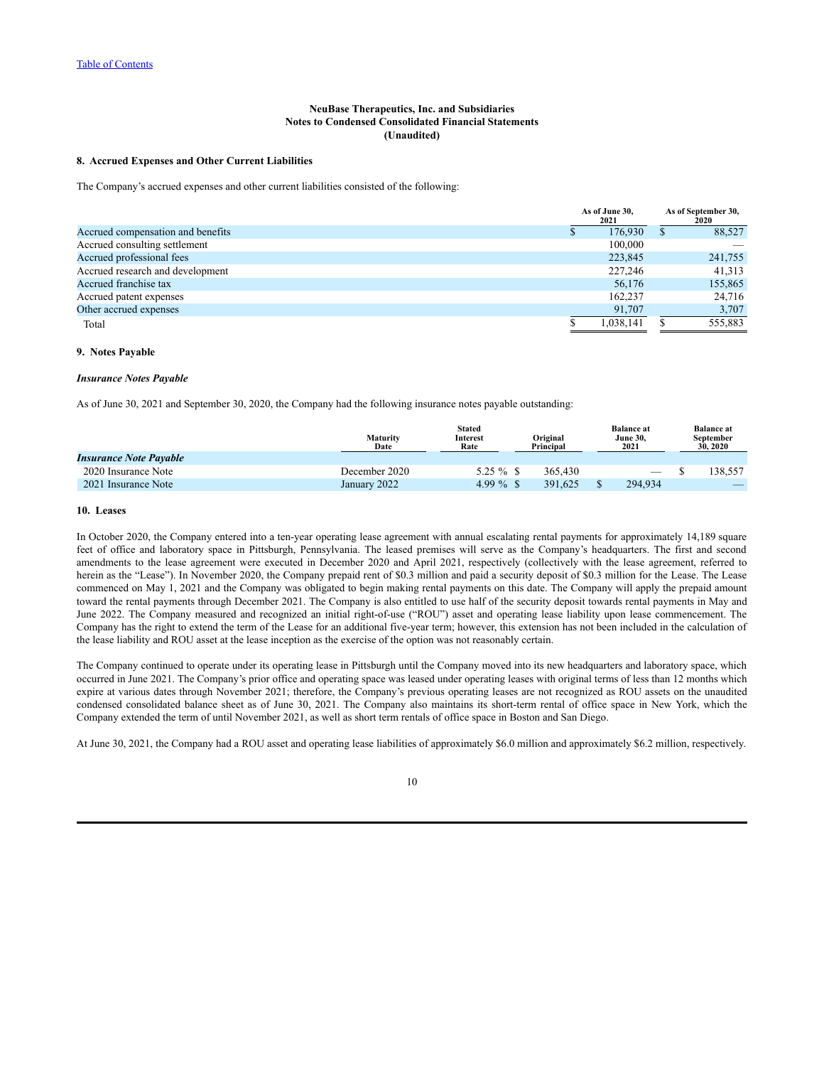NeuBase Therapeutics, Inc. and Subsidiaries
Notes to Condensed Consolidated Financial Statements
(Unaudited)

### 8. Accrued Expenses and Other Current Liabilities

The Company's accrued expenses and other current liabilities consisted of the following:

| | As of June 30, 2021 | As of September 30, 2020 |
|---|---|---|
| Accrued compensation and benefits | $ 176,930 | $ 88,527 |
| Accrued consulting settlement | 100,000 | — |
| Accrued professional fees | 223,845 | 241,755 |
| Accrued research and development | 227,246 | 41,313 |
| Accrued franchise tax | 56,176 | 155,865 |
| Accrued patent expenses | 162,237 | 24,716 |
| Other accrued expenses | 91,707 | 3,707 |
| Total | $ 1,038,141 | $ 555,883 |

### 9. Notes Payable

*Insurance Notes Payable*

As of June 30, 2021 and September 30, 2020, the Company had the following insurance notes payable outstanding:

| | Maturity Date | Stated Interest Rate | Original Principal | Balance at June 30, 2021 | Balance at September 30, 2020 |
|---|---|---|---|---|---|
| ***Insurance Note Payable*** | | | | | |
| 2020 Insurance Note | December 2020 | 5.25 % | $ 365,430 | — | $ 138,557 |
| 2021 Insurance Note | January 2022 | 4.99 % | $ 391,625 | $ 294,934 | — |

### 10. Leases

In October 2020, the Company entered into a ten-year operating lease agreement with annual escalating rental payments for approximately 14,189 square feet of office and laboratory space in Pittsburgh, Pennsylvania. The leased premises will serve as the Company's headquarters. The first and second amendments to the lease agreement were executed in December 2020 and April 2021, respectively (collectively with the lease agreement, referred to herein as the "Lease"). In November 2020, the Company prepaid rent of $0.3 million and paid a security deposit of $0.3 million for the Lease. The Lease commenced on May 1, 2021 and the Company was obligated to begin making rental payments on this date. The Company will apply the prepaid amount toward the rental payments through December 2021. The Company is also entitled to use half of the security deposit towards rental payments in May and June 2022. The Company measured and recognized an initial right-of-use ("ROU") asset and operating lease liability upon lease commencement. The Company has the right to extend the term of the Lease for an additional five-year term; however, this extension has not been included in the calculation of the lease liability and ROU asset at the lease inception as the exercise of the option was not reasonably certain.

The Company continued to operate under its operating lease in Pittsburgh until the Company moved into its new headquarters and laboratory space, which occurred in June 2021. The Company's prior office and operating space was leased under operating leases with original terms of less than 12 months which expire at various dates through November 2021; therefore, the Company's previous operating leases are not recognized as ROU assets on the unaudited condensed consolidated balance sheet as of June 30, 2021. The Company also maintains its short-term rental of office space in New York, which the Company extended the term of until November 2021, as well as short term rentals of office space in Boston and San Diego.

At June 30, 2021, the Company had a ROU asset and operating lease liabilities of approximately $6.0 million and approximately $6.2 million, respectively.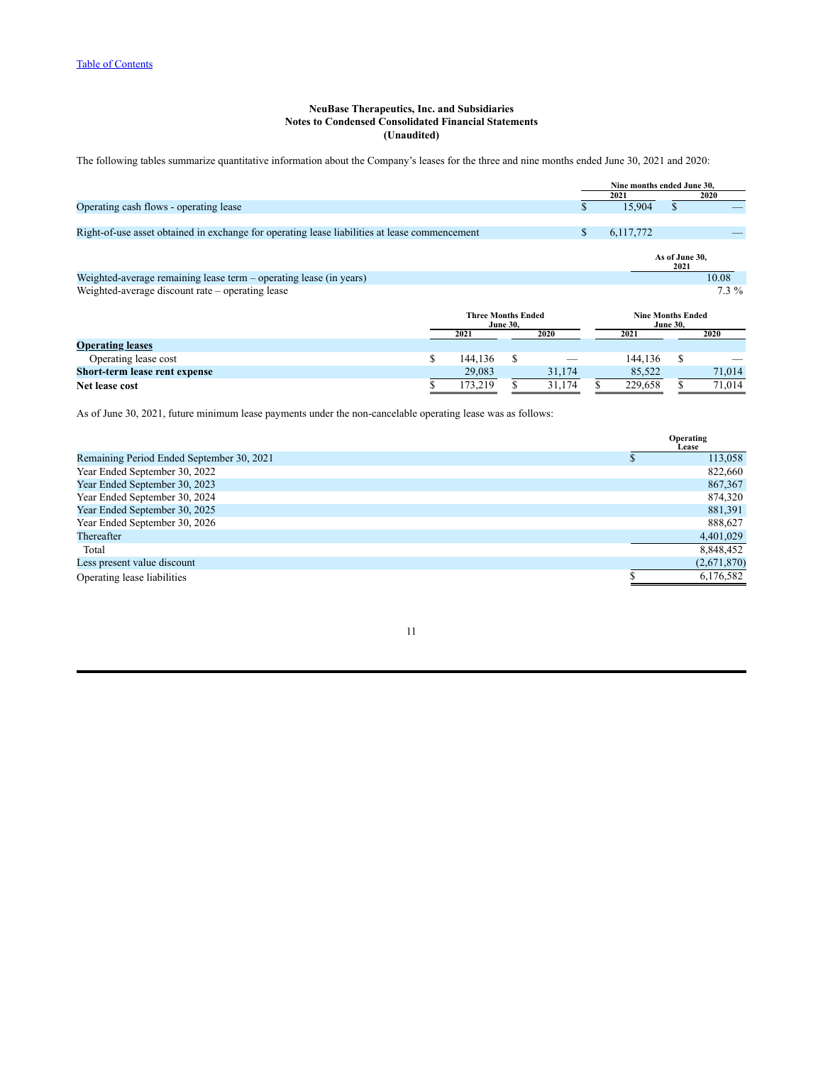**NeuBase Therapeutics, Inc. and Subsidiaries**
**Notes to Condensed Consolidated Financial Statements**
**(Unaudited)**

The following tables summarize quantitative information about the Company's leases for the three and nine months ended June 30, 2021 and 2020:

| | Nine months ended June 30, | |
|---|---|---|
| | 2021 | 2020 |
| Operating cash flows - operating lease | $ 15,904 | $ — |
| Right-of-use asset obtained in exchange for operating lease liabilities at lease commencement | $ 6,117,772 | — |

| | As of June 30, 2021 |
|---|---|
| Weighted-average remaining lease term – operating lease (in years) | 10.08 |
| Weighted-average discount rate – operating lease | 7.3 % |

| | Three Months Ended June 30, | | Nine Months Ended June 30, | |
|---|---|---|---|---|
| | 2021 | 2020 | 2021 | 2020 |
| **Operating leases** | | | | |
| Operating lease cost | $ 144,136 | $ — | 144,136 | $ — |
| **Short-term lease rent expense** | 29,083 | 31,174 | 85,522 | 71,014 |
| **Net lease cost** | $ 173,219 | $ 31,174 | $ 229,658 | $ 71,014 |

As of June 30, 2021, future minimum lease payments under the non-cancelable operating lease was as follows:

| | Operating Lease |
|---|---|
| Remaining Period Ended September 30, 2021 | $ 113,058 |
| Year Ended September 30, 2022 | 822,660 |
| Year Ended September 30, 2023 | 867,367 |
| Year Ended September 30, 2024 | 874,320 |
| Year Ended September 30, 2025 | 881,391 |
| Year Ended September 30, 2026 | 888,627 |
| Thereafter | 4,401,029 |
| Total | 8,848,452 |
| Less present value discount | (2,671,870) |
| Operating lease liabilities | $ 6,176,582 |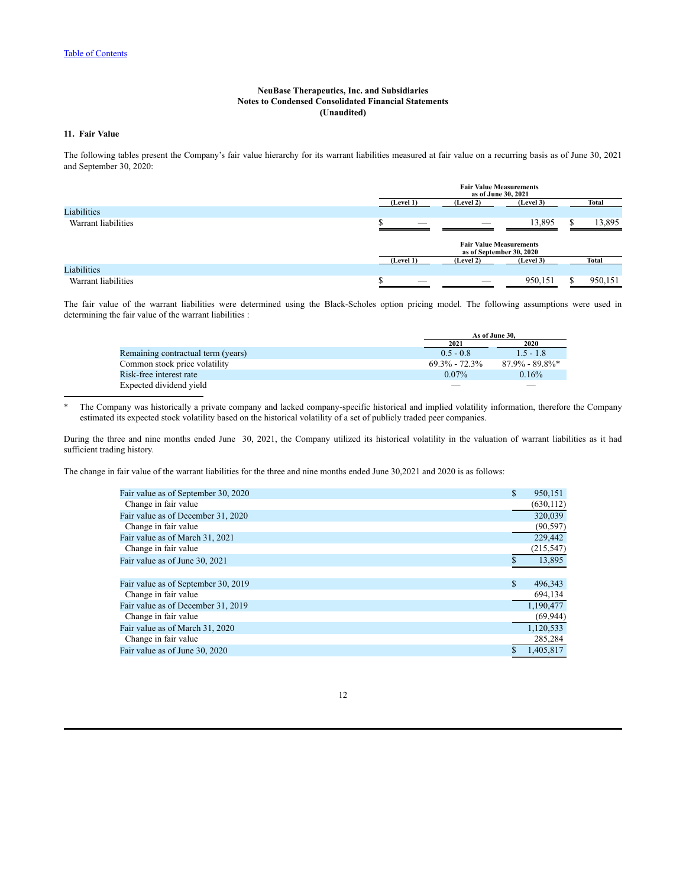NeuBase Therapeutics, Inc. and Subsidiaries
Notes to Condensed Consolidated Financial Statements
(Unaudited)

## 11. Fair Value

The following tables present the Company's fair value hierarchy for its warrant liabilities measured at fair value on a recurring basis as of June 30, 2021 and September 30, 2020:

| | Fair Value Measurements as of June 30, 2021 | | | |
|---|---|---|---|---|
| | (Level 1) | (Level 2) | (Level 3) | Total |
| Liabilities | | | | |
| Warrant liabilities | $ — | — | 13,895 | $ 13,895 |

| | Fair Value Measurements as of September 30, 2020 | | | |
|---|---|---|---|---|
| | (Level 1) | (Level 2) | (Level 3) | Total |
| Liabilities | | | | |
| Warrant liabilities | $ — | — | 950,151 | $ 950,151 |

The fair value of the warrant liabilities were determined using the Black-Scholes option pricing model. The following assumptions were used in determining the fair value of the warrant liabilities :

| | As of June 30, | |
|---|---|---|
| | 2021 | 2020 |
| Remaining contractual term (years) | 0.5 - 0.8 | 1.5 - 1.8 |
| Common stock price volatility | 69.3% - 72.3% | 87.9% - 89.8%* |
| Risk-free interest rate | 0.07% | 0.16% |
| Expected dividend yield | — | — |

\* The Company was historically a private company and lacked company-specific historical and implied volatility information, therefore the Company estimated its expected stock volatility based on the historical volatility of a set of publicly traded peer companies.

During the three and nine months ended June 30, 2021, the Company utilized its historical volatility in the valuation of warrant liabilities as it had sufficient trading history.

The change in fair value of the warrant liabilities for the three and nine months ended June 30,2021 and 2020 is as follows:

| | |
|---|---|
| Fair value as of September 30, 2020 | $ 950,151 |
| Change in fair value | (630,112) |
| Fair value as of December 31, 2020 | 320,039 |
| Change in fair value | (90,597) |
| Fair value as of March 31, 2021 | 229,442 |
| Change in fair value | (215,547) |
| Fair value as of June 30, 2021 | $ 13,895 |
| | |
| Fair value as of September 30, 2019 | $ 496,343 |
| Change in fair value | 694,134 |
| Fair value as of December 31, 2019 | 1,190,477 |
| Change in fair value | (69,944) |
| Fair value as of March 31, 2020 | 1,120,533 |
| Change in fair value | 285,284 |
| Fair value as of June 30, 2020 | $ 1,405,817 |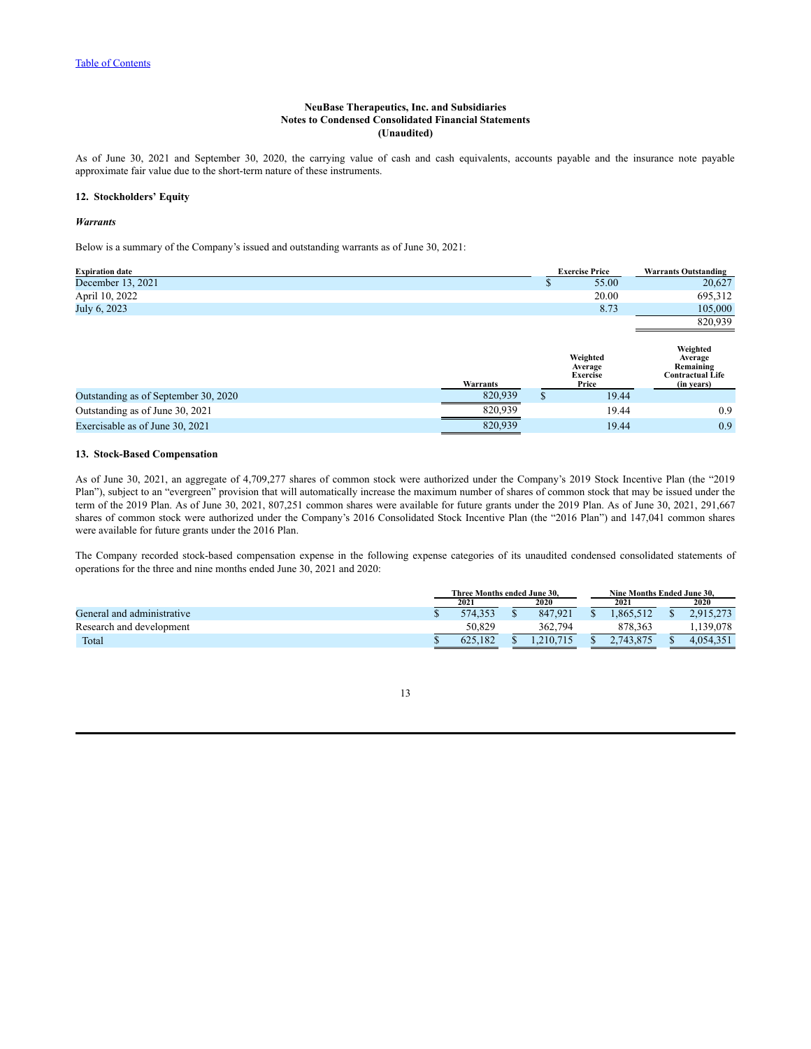NeuBase Therapeutics, Inc. and Subsidiaries
Notes to Condensed Consolidated Financial Statements
(Unaudited)

As of June 30, 2021 and September 30, 2020, the carrying value of cash and cash equivalents, accounts payable and the insurance note payable approximate fair value due to the short-term nature of these instruments.

## 12. Stockholders' Equity

### *Warrants*

Below is a summary of the Company's issued and outstanding warrants as of June 30, 2021:

| Expiration date | Exercise Price | Warrants Outstanding |
|---|---|---|
| December 13, 2021 | $ 55.00 | 20,627 |
| April 10, 2022 | 20.00 | 695,312 |
| July 6, 2023 | 8.73 | 105,000 |
| | | 820,939 |

| | Warrants | Weighted Average Exercise Price | Weighted Average Remaining Contractual Life (in years) |
|---|---|---|---|
| Outstanding as of September 30, 2020 | 820,939 | $ 19.44 | |
| Outstanding as of June 30, 2021 | 820,939 | 19.44 | 0.9 |
| Exercisable as of June 30, 2021 | 820,939 | 19.44 | 0.9 |

## 13. Stock-Based Compensation

As of June 30, 2021, an aggregate of 4,709,277 shares of common stock were authorized under the Company's 2019 Stock Incentive Plan (the "2019 Plan"), subject to an "evergreen" provision that will automatically increase the maximum number of shares of common stock that may be issued under the term of the 2019 Plan. As of June 30, 2021, 807,251 common shares were available for future grants under the 2019 Plan. As of June 30, 2021, 291,667 shares of common stock were authorized under the Company's 2016 Consolidated Stock Incentive Plan (the "2016 Plan") and 147,041 common shares were available for future grants under the 2016 Plan.

The Company recorded stock-based compensation expense in the following expense categories of its unaudited condensed consolidated statements of operations for the three and nine months ended June 30, 2021 and 2020:

| | Three Months ended June 30, | | Nine Months Ended June 30, | |
|---|---|---|---|---|
| | 2021 | 2020 | 2021 | 2020 |
| General and administrative | $ 574,353 | $ 847,921 | $ 1,865,512 | $ 2,915,273 |
| Research and development | 50,829 | 362,794 | 878,363 | 1,139,078 |
| Total | $ 625,182 | $ 1,210,715 | $ 2,743,875 | $ 4,054,351 |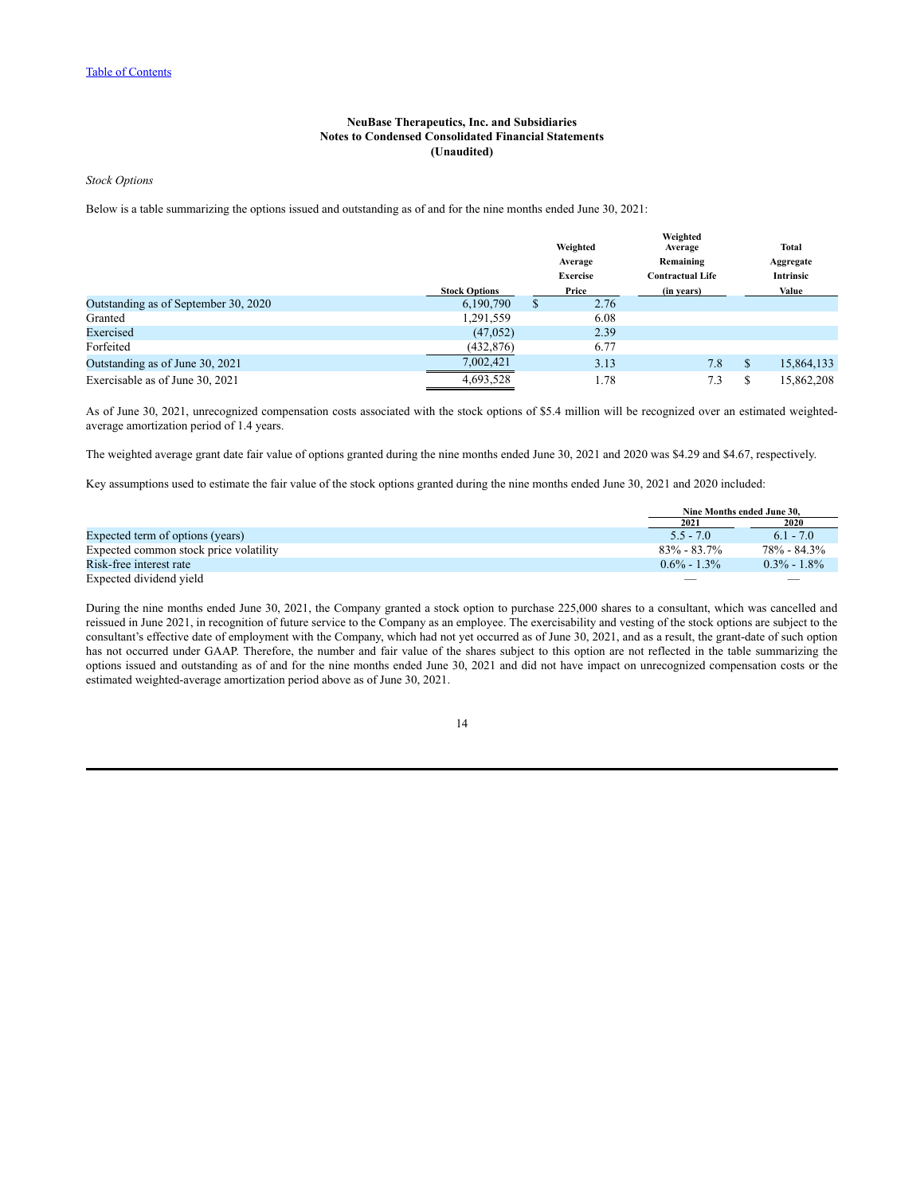**NeuBase Therapeutics, Inc. and Subsidiaries**
**Notes to Condensed Consolidated Financial Statements**
**(Unaudited)**

*Stock Options*

Below is a table summarizing the options issued and outstanding as of and for the nine months ended June 30, 2021:

| | Stock Options | Weighted Average Exercise Price | Weighted Average Remaining Contractual Life (in years) | Total Aggregate Intrinsic Value |
|---|---|---|---|---|
| Outstanding as of September 30, 2020 | 6,190,790 | $ 2.76 | | |
| Granted | 1,291,559 | 6.08 | | |
| Exercised | (47,052) | 2.39 | | |
| Forfeited | (432,876) | 6.77 | | |
| Outstanding as of June 30, 2021 | 7,002,421 | 3.13 | 7.8 | $ 15,864,133 |
| Exercisable as of June 30, 2021 | 4,693,528 | 1.78 | 7.3 | $ 15,862,208 |

As of June 30, 2021, unrecognized compensation costs associated with the stock options of $5.4 million will be recognized over an estimated weighted-average amortization period of 1.4 years.

The weighted average grant date fair value of options granted during the nine months ended June 30, 2021 and 2020 was $4.29 and $4.67, respectively.

Key assumptions used to estimate the fair value of the stock options granted during the nine months ended June 30, 2021 and 2020 included:

| | Nine Months ended June 30, | |
|---|---|---|
| | 2021 | 2020 |
| Expected term of options (years) | 5.5 - 7.0 | 6.1 - 7.0 |
| Expected common stock price volatility | 83% - 83.7% | 78% - 84.3% |
| Risk-free interest rate | 0.6% - 1.3% | 0.3% - 1.8% |
| Expected dividend yield | — | — |

During the nine months ended June 30, 2021, the Company granted a stock option to purchase 225,000 shares to a consultant, which was cancelled and reissued in June 2021, in recognition of future service to the Company as an employee. The exercisability and vesting of the stock options are subject to the consultant's effective date of employment with the Company, which had not yet occurred as of June 30, 2021, and as a result, the grant-date of such option has not occurred under GAAP. Therefore, the number and fair value of the shares subject to this option are not reflected in the table summarizing the options issued and outstanding as of and for the nine months ended June 30, 2021 and did not have impact on unrecognized compensation costs or the estimated weighted-average amortization period above as of June 30, 2021.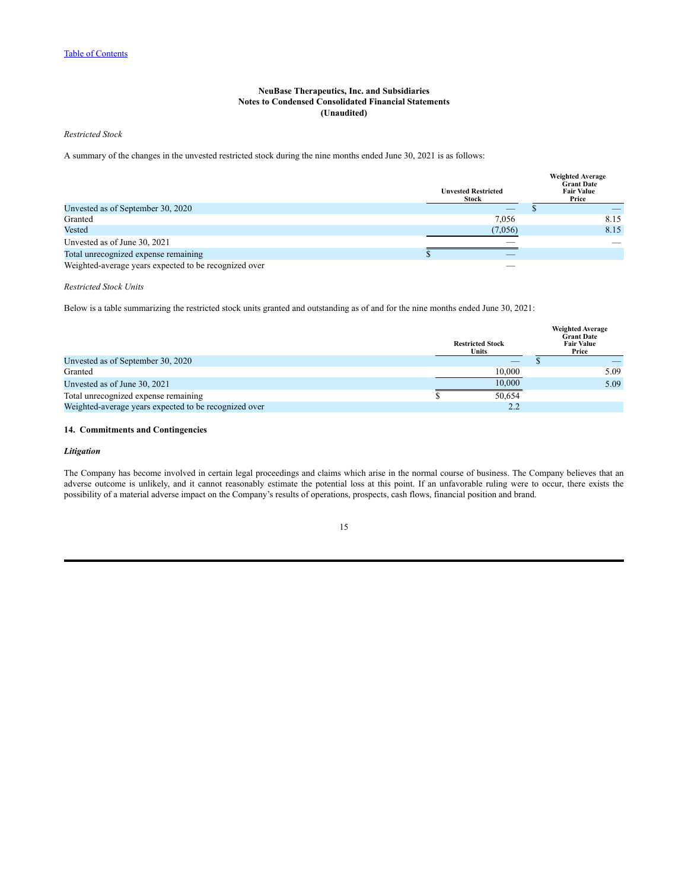[Table of Contents](#)

**NeuBase Therapeutics, Inc. and Subsidiaries**
**Notes to Condensed Consolidated Financial Statements**
**(Unaudited)**

*Restricted Stock*

A summary of the changes in the unvested restricted stock during the nine months ended June 30, 2021 is as follows:

| | Unvested Restricted Stock | Weighted Average Grant Date Fair Value Price |
|---|---|---|
| Unvested as of September 30, 2020 | — | $ — |
| Granted | 7,056 | 8.15 |
| Vested | (7,056) | 8.15 |
| Unvested as of June 30, 2021 | — | — |
| Total unrecognized expense remaining | $ — | |
| Weighted-average years expected to be recognized over | — | |

*Restricted Stock Units*

Below is a table summarizing the restricted stock units granted and outstanding as of and for the nine months ended June 30, 2021:

| | Restricted Stock Units | Weighted Average Grant Date Fair Value Price |
|---|---|---|
| Unvested as of September 30, 2020 | — | $ — |
| Granted | 10,000 | 5.09 |
| Unvested as of June 30, 2021 | 10,000 | 5.09 |
| Total unrecognized expense remaining | $ 50,654 | |
| Weighted-average years expected to be recognized over | 2.2 | |

**14. Commitments and Contingencies**

***Litigation***

The Company has become involved in certain legal proceedings and claims which arise in the normal course of business. The Company believes that an adverse outcome is unlikely, and it cannot reasonably estimate the potential loss at this point. If an unfavorable ruling were to occur, there exists the possibility of a material adverse impact on the Company's results of operations, prospects, cash flows, financial position and brand.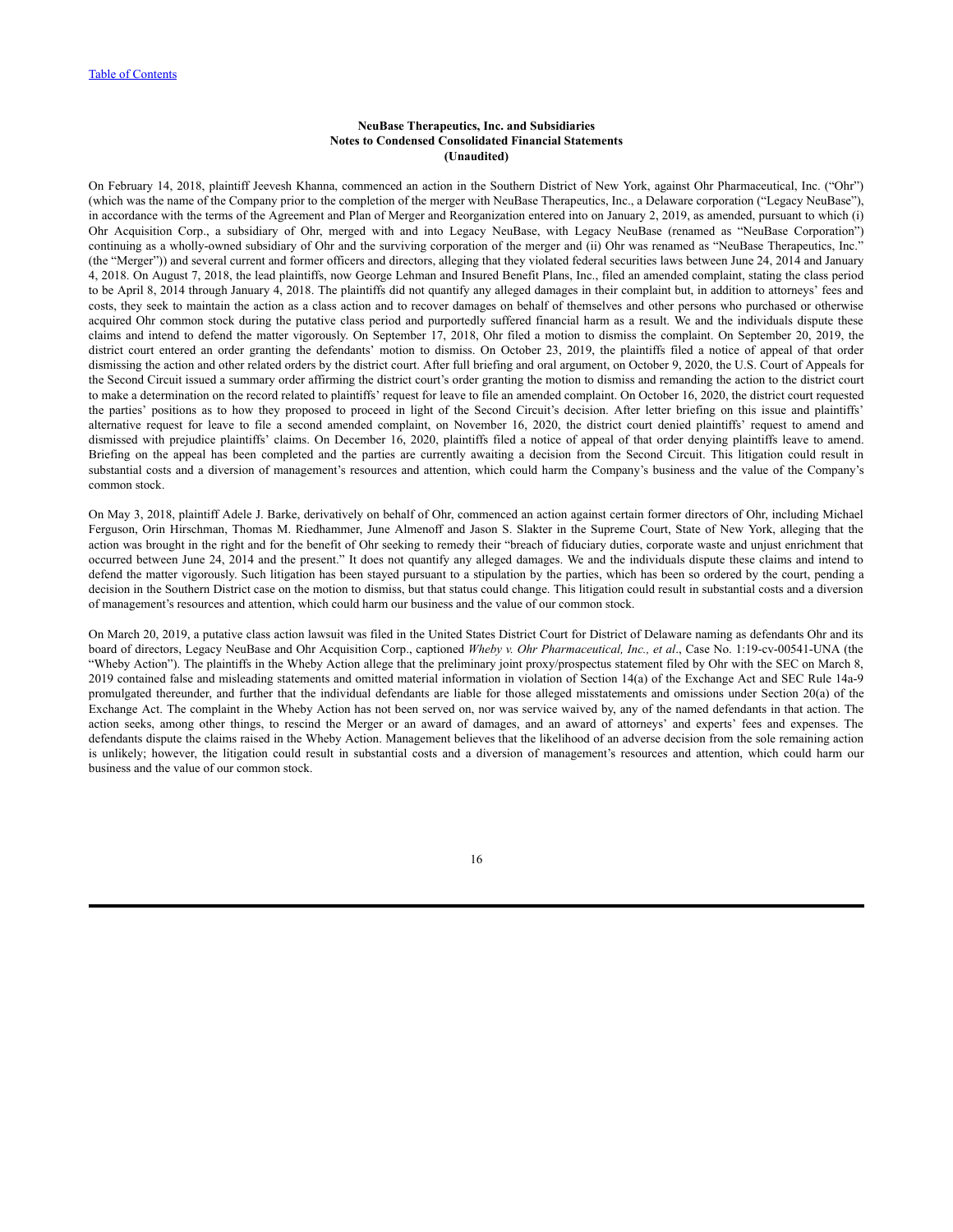**NeuBase Therapeutics, Inc. and Subsidiaries**
**Notes to Condensed Consolidated Financial Statements**
**(Unaudited)**

On February 14, 2018, plaintiff Jeevesh Khanna, commenced an action in the Southern District of New York, against Ohr Pharmaceutical, Inc. ("Ohr") (which was the name of the Company prior to the completion of the merger with NeuBase Therapeutics, Inc., a Delaware corporation ("Legacy NeuBase"), in accordance with the terms of the Agreement and Plan of Merger and Reorganization entered into on January 2, 2019, as amended, pursuant to which (i) Ohr Acquisition Corp., a subsidiary of Ohr, merged with and into Legacy NeuBase, with Legacy NeuBase (renamed as "NeuBase Corporation") continuing as a wholly-owned subsidiary of Ohr and the surviving corporation of the merger and (ii) Ohr was renamed as "NeuBase Therapeutics, Inc." (the "Merger")) and several current and former officers and directors, alleging that they violated federal securities laws between June 24, 2014 and January 4, 2018. On August 7, 2018, the lead plaintiffs, now George Lehman and Insured Benefit Plans, Inc., filed an amended complaint, stating the class period to be April 8, 2014 through January 4, 2018. The plaintiffs did not quantify any alleged damages in their complaint but, in addition to attorneys' fees and costs, they seek to maintain the action as a class action and to recover damages on behalf of themselves and other persons who purchased or otherwise acquired Ohr common stock during the putative class period and purportedly suffered financial harm as a result. We and the individuals dispute these claims and intend to defend the matter vigorously. On September 17, 2018, Ohr filed a motion to dismiss the complaint. On September 20, 2019, the district court entered an order granting the defendants' motion to dismiss. On October 23, 2019, the plaintiffs filed a notice of appeal of that order dismissing the action and other related orders by the district court. After full briefing and oral argument, on October 9, 2020, the U.S. Court of Appeals for the Second Circuit issued a summary order affirming the district court's order granting the motion to dismiss and remanding the action to the district court to make a determination on the record related to plaintiffs' request for leave to file an amended complaint. On October 16, 2020, the district court requested the parties' positions as to how they proposed to proceed in light of the Second Circuit's decision. After letter briefing on this issue and plaintiffs' alternative request for leave to file a second amended complaint, on November 16, 2020, the district court denied plaintiffs' request to amend and dismissed with prejudice plaintiffs' claims. On December 16, 2020, plaintiffs filed a notice of appeal of that order denying plaintiffs leave to amend. Briefing on the appeal has been completed and the parties are currently awaiting a decision from the Second Circuit. This litigation could result in substantial costs and a diversion of management's resources and attention, which could harm the Company's business and the value of the Company's common stock.

On May 3, 2018, plaintiff Adele J. Barke, derivatively on behalf of Ohr, commenced an action against certain former directors of Ohr, including Michael Ferguson, Orin Hirschman, Thomas M. Riedhammer, June Almenoff and Jason S. Slakter in the Supreme Court, State of New York, alleging that the action was brought in the right and for the benefit of Ohr seeking to remedy their "breach of fiduciary duties, corporate waste and unjust enrichment that occurred between June 24, 2014 and the present." It does not quantify any alleged damages. We and the individuals dispute these claims and intend to defend the matter vigorously. Such litigation has been stayed pursuant to a stipulation by the parties, which has been so ordered by the court, pending a decision in the Southern District case on the motion to dismiss, but that status could change. This litigation could result in substantial costs and a diversion of management's resources and attention, which could harm our business and the value of our common stock.

On March 20, 2019, a putative class action lawsuit was filed in the United States District Court for District of Delaware naming as defendants Ohr and its board of directors, Legacy NeuBase and Ohr Acquisition Corp., captioned *Wheby v. Ohr Pharmaceutical, Inc., et al*., Case No. 1:19-cv-00541-UNA (the "Wheby Action"). The plaintiffs in the Wheby Action allege that the preliminary joint proxy/prospectus statement filed by Ohr with the SEC on March 8, 2019 contained false and misleading statements and omitted material information in violation of Section 14(a) of the Exchange Act and SEC Rule 14a-9 promulgated thereunder, and further that the individual defendants are liable for those alleged misstatements and omissions under Section 20(a) of the Exchange Act. The complaint in the Wheby Action has not been served on, nor was service waived by, any of the named defendants in that action. The action seeks, among other things, to rescind the Merger or an award of damages, and an award of attorneys' and experts' fees and expenses. The defendants dispute the claims raised in the Wheby Action. Management believes that the likelihood of an adverse decision from the sole remaining action is unlikely; however, the litigation could result in substantial costs and a diversion of management's resources and attention, which could harm our business and the value of our common stock.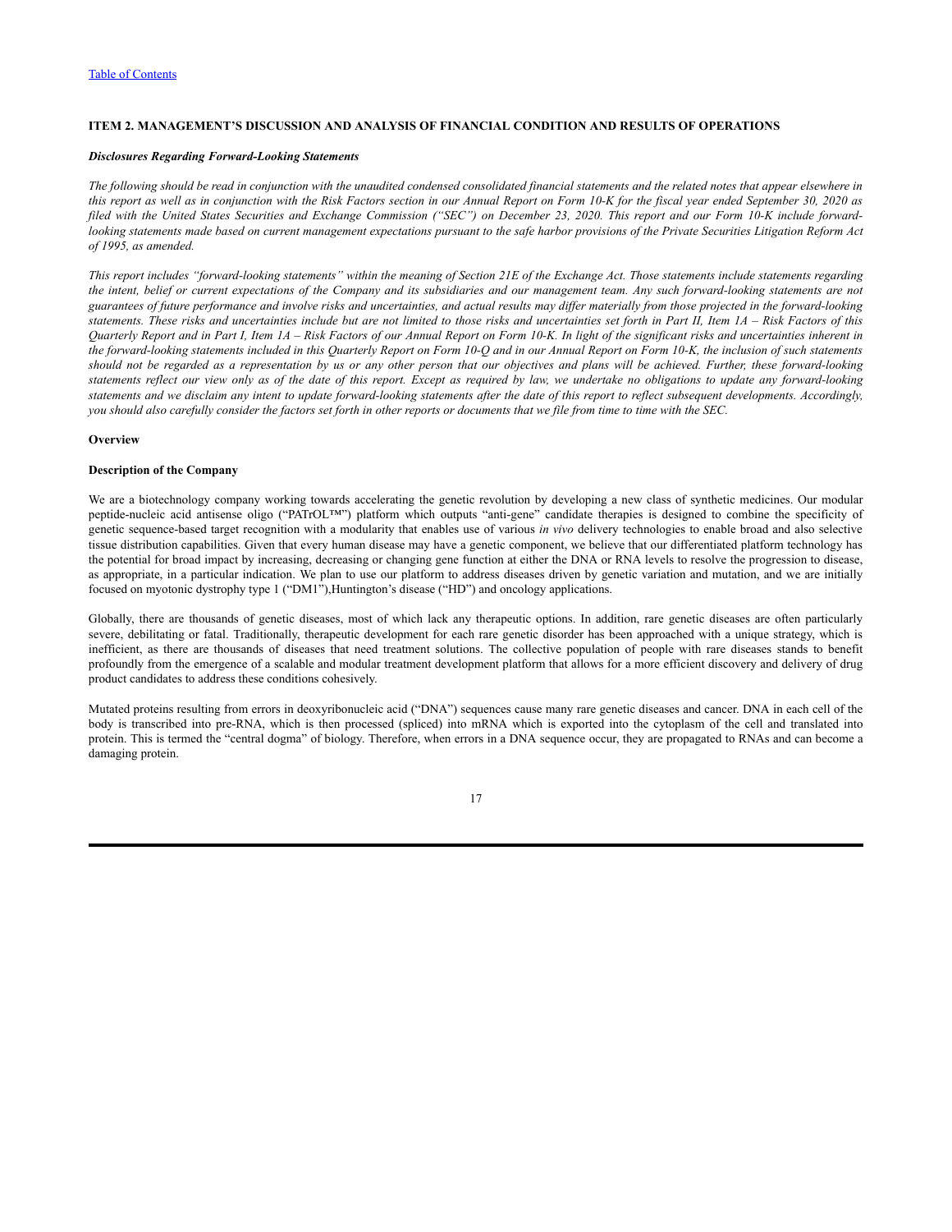## ITEM 2. MANAGEMENT'S DISCUSSION AND ANALYSIS OF FINANCIAL CONDITION AND RESULTS OF OPERATIONS

***Disclosures Regarding Forward-Looking Statements***

*The following should be read in conjunction with the unaudited condensed consolidated financial statements and the related notes that appear elsewhere in this report as well as in conjunction with the Risk Factors section in our Annual Report on Form 10-K for the fiscal year ended September 30, 2020 as filed with the United States Securities and Exchange Commission ("SEC") on December 23, 2020. This report and our Form 10-K include forward-looking statements made based on current management expectations pursuant to the safe harbor provisions of the Private Securities Litigation Reform Act of 1995, as amended.*

*This report includes "forward-looking statements" within the meaning of Section 21E of the Exchange Act. Those statements include statements regarding the intent, belief or current expectations of the Company and its subsidiaries and our management team. Any such forward-looking statements are not guarantees of future performance and involve risks and uncertainties, and actual results may differ materially from those projected in the forward-looking statements. These risks and uncertainties include but are not limited to those risks and uncertainties set forth in Part II, Item 1A – Risk Factors of this Quarterly Report and in Part I, Item 1A – Risk Factors of our Annual Report on Form 10-K. In light of the significant risks and uncertainties inherent in the forward-looking statements included in this Quarterly Report on Form 10-Q and in our Annual Report on Form 10-K, the inclusion of such statements should not be regarded as a representation by us or any other person that our objectives and plans will be achieved. Further, these forward-looking statements reflect our view only as of the date of this report. Except as required by law, we undertake no obligations to update any forward-looking statements and we disclaim any intent to update forward-looking statements after the date of this report to reflect subsequent developments. Accordingly, you should also carefully consider the factors set forth in other reports or documents that we file from time to time with the SEC.*

**Overview**

**Description of the Company**

We are a biotechnology company working towards accelerating the genetic revolution by developing a new class of synthetic medicines. Our modular peptide-nucleic acid antisense oligo ("PATrOL™") platform which outputs "anti-gene" candidate therapies is designed to combine the specificity of genetic sequence-based target recognition with a modularity that enables use of various *in vivo* delivery technologies to enable broad and also selective tissue distribution capabilities. Given that every human disease may have a genetic component, we believe that our differentiated platform technology has the potential for broad impact by increasing, decreasing or changing gene function at either the DNA or RNA levels to resolve the progression to disease, as appropriate, in a particular indication. We plan to use our platform to address diseases driven by genetic variation and mutation, and we are initially focused on myotonic dystrophy type 1 ("DM1"),Huntington's disease ("HD") and oncology applications.

Globally, there are thousands of genetic diseases, most of which lack any therapeutic options. In addition, rare genetic diseases are often particularly severe, debilitating or fatal. Traditionally, therapeutic development for each rare genetic disorder has been approached with a unique strategy, which is inefficient, as there are thousands of diseases that need treatment solutions. The collective population of people with rare diseases stands to benefit profoundly from the emergence of a scalable and modular treatment development platform that allows for a more efficient discovery and delivery of drug product candidates to address these conditions cohesively.

Mutated proteins resulting from errors in deoxyribonucleic acid ("DNA") sequences cause many rare genetic diseases and cancer. DNA in each cell of the body is transcribed into pre-RNA, which is then processed (spliced) into mRNA which is exported into the cytoplasm of the cell and translated into protein. This is termed the "central dogma" of biology. Therefore, when errors in a DNA sequence occur, they are propagated to RNAs and can become a damaging protein.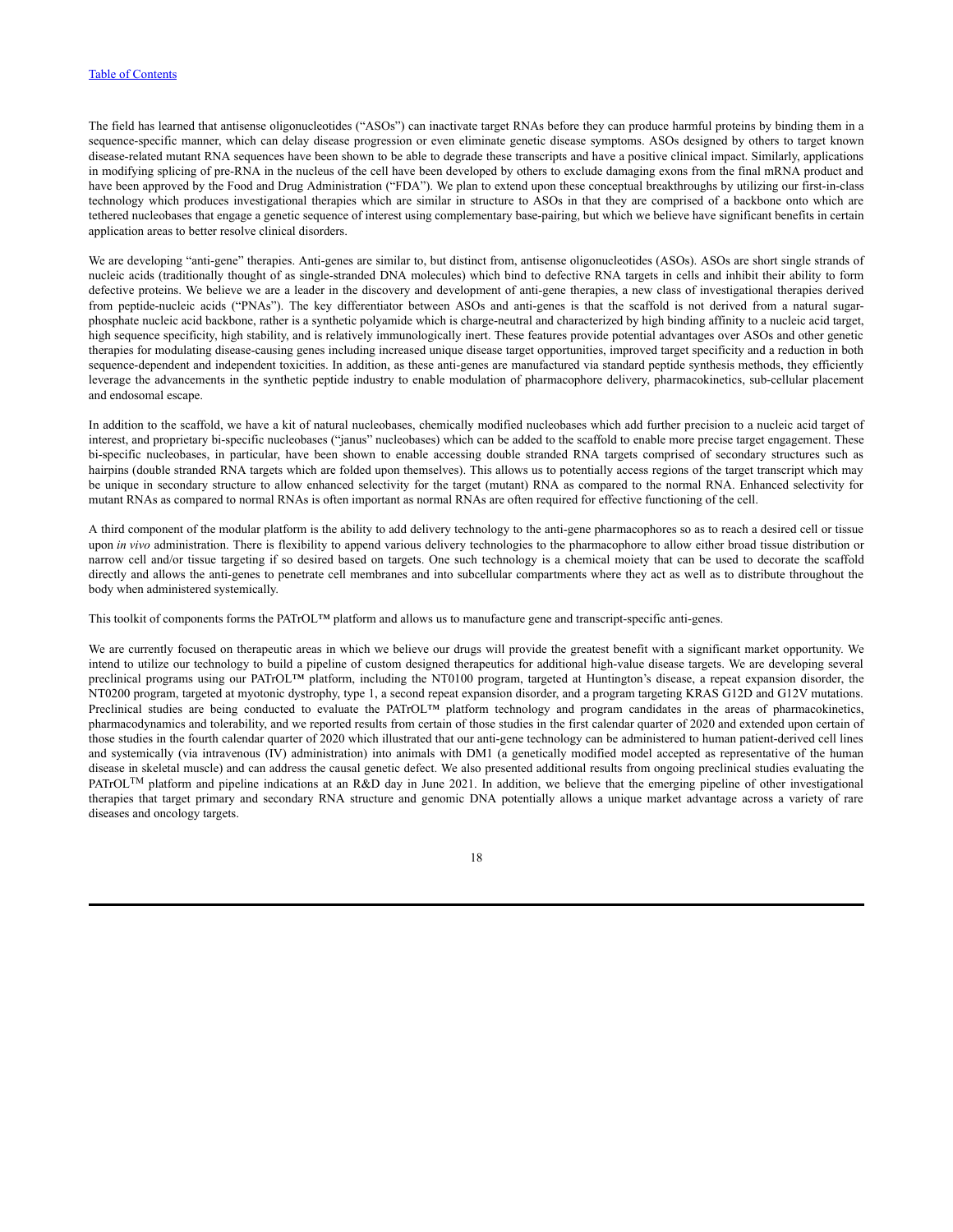The field has learned that antisense oligonucleotides ("ASOs") can inactivate target RNAs before they can produce harmful proteins by binding them in a sequence-specific manner, which can delay disease progression or even eliminate genetic disease symptoms. ASOs designed by others to target known disease-related mutant RNA sequences have been shown to be able to degrade these transcripts and have a positive clinical impact. Similarly, applications in modifying splicing of pre-RNA in the nucleus of the cell have been developed by others to exclude damaging exons from the final mRNA product and have been approved by the Food and Drug Administration ("FDA"). We plan to extend upon these conceptual breakthroughs by utilizing our first-in-class technology which produces investigational therapies which are similar in structure to ASOs in that they are comprised of a backbone onto which are tethered nucleobases that engage a genetic sequence of interest using complementary base-pairing, but which we believe have significant benefits in certain application areas to better resolve clinical disorders.

We are developing "anti-gene" therapies. Anti-genes are similar to, but distinct from, antisense oligonucleotides (ASOs). ASOs are short single strands of nucleic acids (traditionally thought of as single-stranded DNA molecules) which bind to defective RNA targets in cells and inhibit their ability to form defective proteins. We believe we are a leader in the discovery and development of anti-gene therapies, a new class of investigational therapies derived from peptide-nucleic acids ("PNAs"). The key differentiator between ASOs and anti-genes is that the scaffold is not derived from a natural sugar-phosphate nucleic acid backbone, rather is a synthetic polyamide which is charge-neutral and characterized by high binding affinity to a nucleic acid target, high sequence specificity, high stability, and is relatively immunologically inert. These features provide potential advantages over ASOs and other genetic therapies for modulating disease-causing genes including increased unique disease target opportunities, improved target specificity and a reduction in both sequence-dependent and independent toxicities. In addition, as these anti-genes are manufactured via standard peptide synthesis methods, they efficiently leverage the advancements in the synthetic peptide industry to enable modulation of pharmacophore delivery, pharmacokinetics, sub-cellular placement and endosomal escape.

In addition to the scaffold, we have a kit of natural nucleobases, chemically modified nucleobases which add further precision to a nucleic acid target of interest, and proprietary bi-specific nucleobases ("janus" nucleobases) which can be added to the scaffold to enable more precise target engagement. These bi-specific nucleobases, in particular, have been shown to enable accessing double stranded RNA targets comprised of secondary structures such as hairpins (double stranded RNA targets which are folded upon themselves). This allows us to potentially access regions of the target transcript which may be unique in secondary structure to allow enhanced selectivity for the target (mutant) RNA as compared to the normal RNA. Enhanced selectivity for mutant RNAs as compared to normal RNAs is often important as normal RNAs are often required for effective functioning of the cell.

A third component of the modular platform is the ability to add delivery technology to the anti-gene pharmacophores so as to reach a desired cell or tissue upon *in vivo* administration. There is flexibility to append various delivery technologies to the pharmacophore to allow either broad tissue distribution or narrow cell and/or tissue targeting if so desired based on targets. One such technology is a chemical moiety that can be used to decorate the scaffold directly and allows the anti-genes to penetrate cell membranes and into subcellular compartments where they act as well as to distribute throughout the body when administered systemically.

This toolkit of components forms the PATrOL™ platform and allows us to manufacture gene and transcript-specific anti-genes.

We are currently focused on therapeutic areas in which we believe our drugs will provide the greatest benefit with a significant market opportunity. We intend to utilize our technology to build a pipeline of custom designed therapeutics for additional high-value disease targets. We are developing several preclinical programs using our PATrOL™ platform, including the NT0100 program, targeted at Huntington's disease, a repeat expansion disorder, the NT0200 program, targeted at myotonic dystrophy, type 1, a second repeat expansion disorder, and a program targeting KRAS G12D and G12V mutations. Preclinical studies are being conducted to evaluate the PATrOL™ platform technology and program candidates in the areas of pharmacokinetics, pharmacodynamics and tolerability, and we reported results from certain of those studies in the first calendar quarter of 2020 and extended upon certain of those studies in the fourth calendar quarter of 2020 which illustrated that our anti-gene technology can be administered to human patient-derived cell lines and systemically (via intravenous (IV) administration) into animals with DM1 (a genetically modified model accepted as representative of the human disease in skeletal muscle) and can address the causal genetic defect. We also presented additional results from ongoing preclinical studies evaluating the PATrOL™ platform and pipeline indications at an R&D day in June 2021. In addition, we believe that the emerging pipeline of other investigational therapies that target primary and secondary RNA structure and genomic DNA potentially allows a unique market advantage across a variety of rare diseases and oncology targets.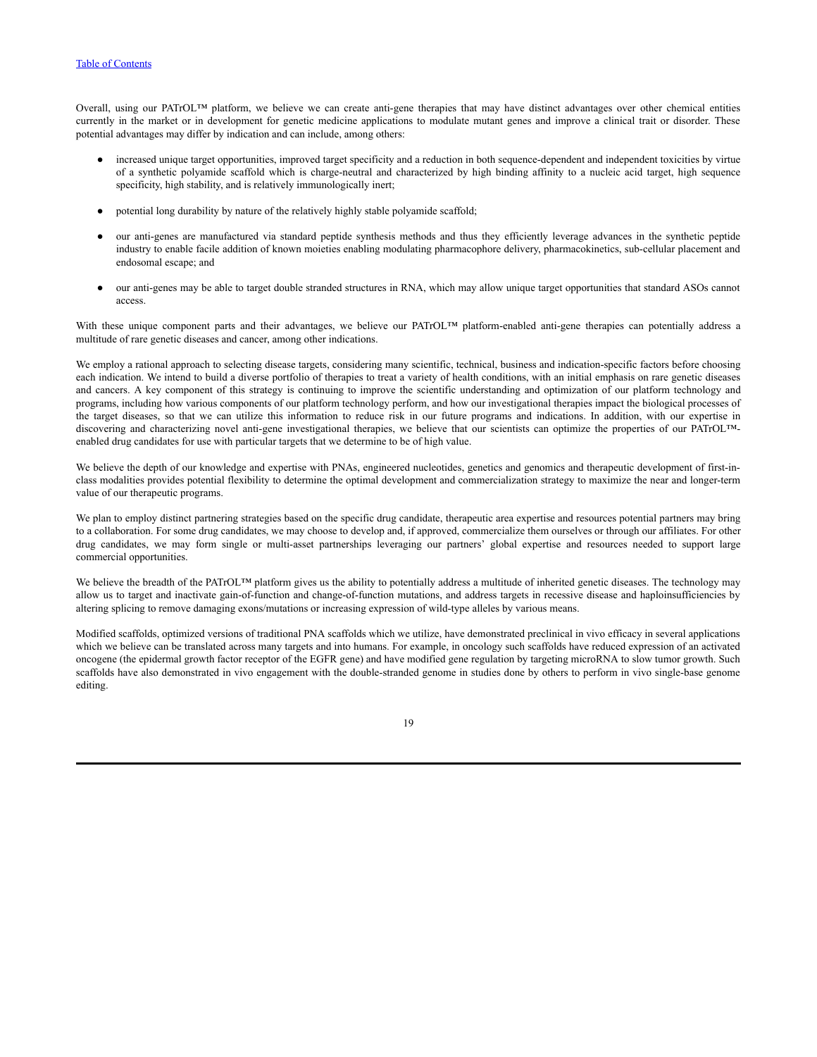Overall, using our PATrOL™ platform, we believe we can create anti-gene therapies that may have distinct advantages over other chemical entities currently in the market or in development for genetic medicine applications to modulate mutant genes and improve a clinical trait or disorder. These potential advantages may differ by indication and can include, among others:

- increased unique target opportunities, improved target specificity and a reduction in both sequence-dependent and independent toxicities by virtue of a synthetic polyamide scaffold which is charge-neutral and characterized by high binding affinity to a nucleic acid target, high sequence specificity, high stability, and is relatively immunologically inert;
- potential long durability by nature of the relatively highly stable polyamide scaffold;
- our anti-genes are manufactured via standard peptide synthesis methods and thus they efficiently leverage advances in the synthetic peptide industry to enable facile addition of known moieties enabling modulating pharmacophore delivery, pharmacokinetics, sub-cellular placement and endosomal escape; and
- our anti-genes may be able to target double stranded structures in RNA, which may allow unique target opportunities that standard ASOs cannot access.

With these unique component parts and their advantages, we believe our PATrOL™ platform-enabled anti-gene therapies can potentially address a multitude of rare genetic diseases and cancer, among other indications.

We employ a rational approach to selecting disease targets, considering many scientific, technical, business and indication-specific factors before choosing each indication. We intend to build a diverse portfolio of therapies to treat a variety of health conditions, with an initial emphasis on rare genetic diseases and cancers. A key component of this strategy is continuing to improve the scientific understanding and optimization of our platform technology and programs, including how various components of our platform technology perform, and how our investigational therapies impact the biological processes of the target diseases, so that we can utilize this information to reduce risk in our future programs and indications. In addition, with our expertise in discovering and characterizing novel anti-gene investigational therapies, we believe that our scientists can optimize the properties of our PATrOL™-enabled drug candidates for use with particular targets that we determine to be of high value.

We believe the depth of our knowledge and expertise with PNAs, engineered nucleotides, genetics and genomics and therapeutic development of first-in-class modalities provides potential flexibility to determine the optimal development and commercialization strategy to maximize the near and longer-term value of our therapeutic programs.

We plan to employ distinct partnering strategies based on the specific drug candidate, therapeutic area expertise and resources potential partners may bring to a collaboration. For some drug candidates, we may choose to develop and, if approved, commercialize them ourselves or through our affiliates. For other drug candidates, we may form single or multi-asset partnerships leveraging our partners' global expertise and resources needed to support large commercial opportunities.

We believe the breadth of the PATrOL™ platform gives us the ability to potentially address a multitude of inherited genetic diseases. The technology may allow us to target and inactivate gain-of-function and change-of-function mutations, and address targets in recessive disease and haploinsufficiencies by altering splicing to remove damaging exons/mutations or increasing expression of wild-type alleles by various means.

Modified scaffolds, optimized versions of traditional PNA scaffolds which we utilize, have demonstrated preclinical in vivo efficacy in several applications which we believe can be translated across many targets and into humans. For example, in oncology such scaffolds have reduced expression of an activated oncogene (the epidermal growth factor receptor of the EGFR gene) and have modified gene regulation by targeting microRNA to slow tumor growth. Such scaffolds have also demonstrated in vivo engagement with the double-stranded genome in studies done by others to perform in vivo single-base genome editing.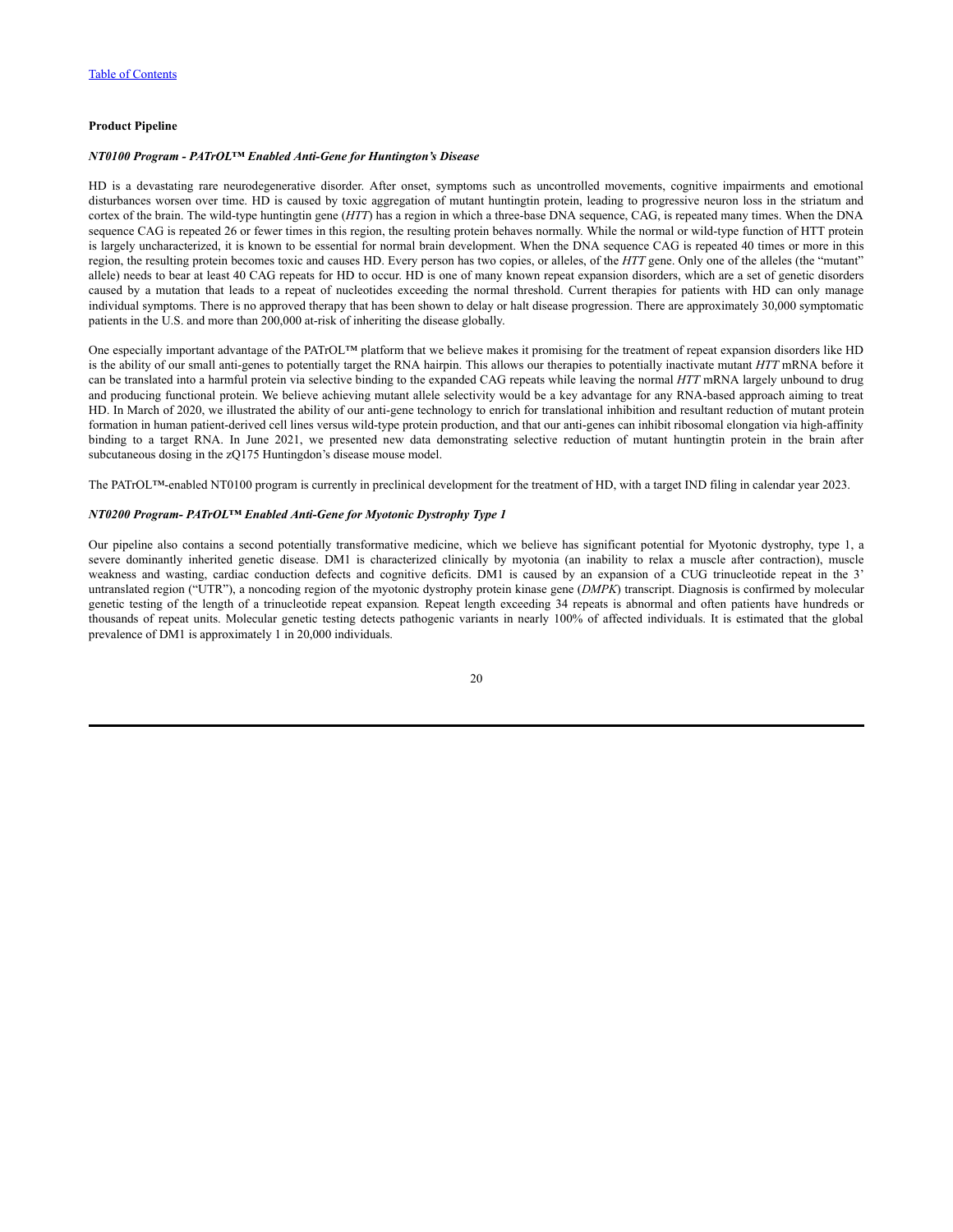**Product Pipeline**

***NT0100 Program - PATrOL™ Enabled Anti-Gene for Huntington's Disease***

HD is a devastating rare neurodegenerative disorder. After onset, symptoms such as uncontrolled movements, cognitive impairments and emotional disturbances worsen over time. HD is caused by toxic aggregation of mutant huntingtin protein, leading to progressive neuron loss in the striatum and cortex of the brain. The wild-type huntingtin gene (*HTT*) has a region in which a three-base DNA sequence, CAG, is repeated many times. When the DNA sequence CAG is repeated 26 or fewer times in this region, the resulting protein behaves normally. While the normal or wild-type function of HTT protein is largely uncharacterized, it is known to be essential for normal brain development. When the DNA sequence CAG is repeated 40 times or more in this region, the resulting protein becomes toxic and causes HD. Every person has two copies, or alleles, of the *HTT* gene. Only one of the alleles (the "mutant" allele) needs to bear at least 40 CAG repeats for HD to occur. HD is one of many known repeat expansion disorders, which are a set of genetic disorders caused by a mutation that leads to a repeat of nucleotides exceeding the normal threshold. Current therapies for patients with HD can only manage individual symptoms. There is no approved therapy that has been shown to delay or halt disease progression. There are approximately 30,000 symptomatic patients in the U.S. and more than 200,000 at-risk of inheriting the disease globally.

One especially important advantage of the PATrOL™ platform that we believe makes it promising for the treatment of repeat expansion disorders like HD is the ability of our small anti-genes to potentially target the RNA hairpin. This allows our therapies to potentially inactivate mutant *HTT* mRNA before it can be translated into a harmful protein via selective binding to the expanded CAG repeats while leaving the normal *HTT* mRNA largely unbound to drug and producing functional protein. We believe achieving mutant allele selectivity would be a key advantage for any RNA-based approach aiming to treat HD. In March of 2020, we illustrated the ability of our anti-gene technology to enrich for translational inhibition and resultant reduction of mutant protein formation in human patient-derived cell lines versus wild-type protein production, and that our anti-genes can inhibit ribosomal elongation via high-affinity binding to a target RNA. In June 2021, we presented new data demonstrating selective reduction of mutant huntingtin protein in the brain after subcutaneous dosing in the zQ175 Huntingdon's disease mouse model.

The PATrOL™-enabled NT0100 program is currently in preclinical development for the treatment of HD, with a target IND filing in calendar year 2023.

***NT0200 Program- PATrOL™ Enabled Anti-Gene for Myotonic Dystrophy Type 1***

Our pipeline also contains a second potentially transformative medicine, which we believe has significant potential for Myotonic dystrophy, type 1, a severe dominantly inherited genetic disease. DM1 is characterized clinically by myotonia (an inability to relax a muscle after contraction), muscle weakness and wasting, cardiac conduction defects and cognitive deficits. DM1 is caused by an expansion of a CUG trinucleotide repeat in the 3' untranslated region ("UTR"), a noncoding region of the myotonic dystrophy protein kinase gene (*DMPK*) transcript. Diagnosis is confirmed by molecular genetic testing of the length of a trinucleotide repeat expansion. Repeat length exceeding 34 repeats is abnormal and often patients have hundreds or thousands of repeat units. Molecular genetic testing detects pathogenic variants in nearly 100% of affected individuals. It is estimated that the global prevalence of DM1 is approximately 1 in 20,000 individuals.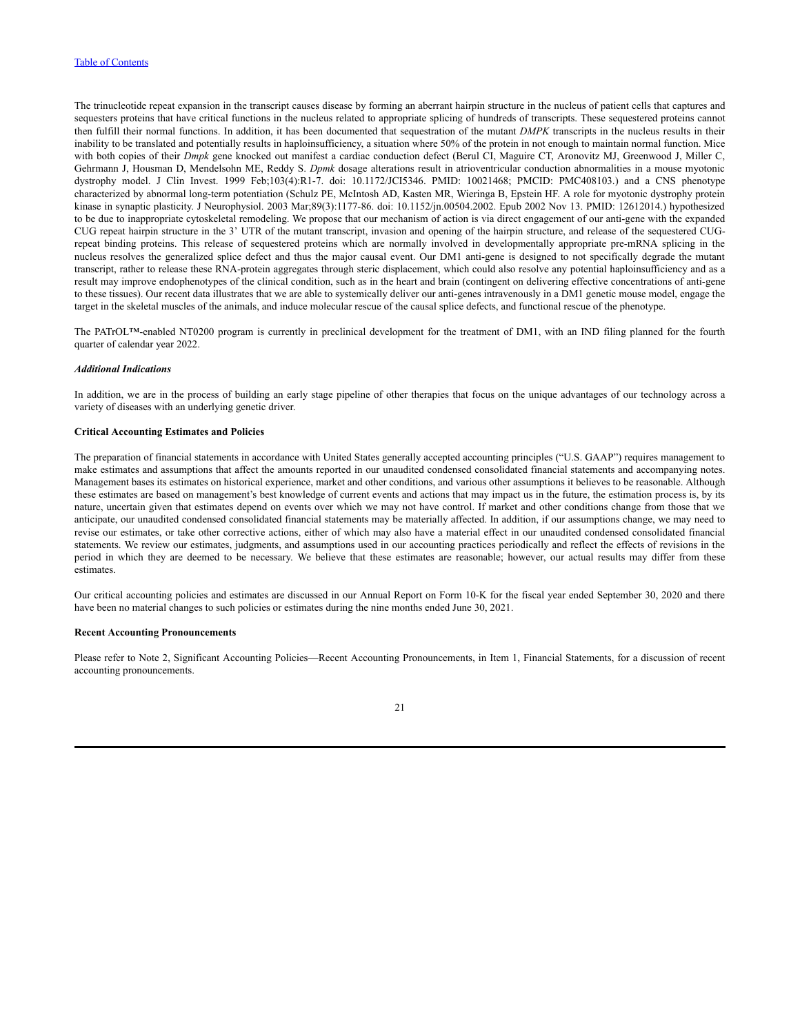The trinucleotide repeat expansion in the transcript causes disease by forming an aberrant hairpin structure in the nucleus of patient cells that captures and sequesters proteins that have critical functions in the nucleus related to appropriate splicing of hundreds of transcripts. These sequestered proteins cannot then fulfill their normal functions. In addition, it has been documented that sequestration of the mutant *DMPK* transcripts in the nucleus results in their inability to be translated and potentially results in haploinsufficiency, a situation where 50% of the protein in not enough to maintain normal function. Mice with both copies of their *Dmpk* gene knocked out manifest a cardiac conduction defect (Berul CI, Maguire CT, Aronovitz MJ, Greenwood J, Miller C, Gehrmann J, Housman D, Mendelsohn ME, Reddy S. *Dpmk* dosage alterations result in atrioventricular conduction abnormalities in a mouse myotonic dystrophy model. J Clin Invest. 1999 Feb;103(4):R1-7. doi: 10.1172/JCI5346. PMID: 10021468; PMCID: PMC408103.) and a CNS phenotype characterized by abnormal long-term potentiation (Schulz PE, McIntosh AD, Kasten MR, Wieringa B, Epstein HF. A role for myotonic dystrophy protein kinase in synaptic plasticity. J Neurophysiol. 2003 Mar;89(3):1177-86. doi: 10.1152/jn.00504.2002. Epub 2002 Nov 13. PMID: 12612014.) hypothesized to be due to inappropriate cytoskeletal remodeling. We propose that our mechanism of action is via direct engagement of our anti-gene with the expanded CUG repeat hairpin structure in the 3' UTR of the mutant transcript, invasion and opening of the hairpin structure, and release of the sequestered CUG-repeat binding proteins. This release of sequestered proteins which are normally involved in developmentally appropriate pre-mRNA splicing in the nucleus resolves the generalized splice defect and thus the major causal event. Our DM1 anti-gene is designed to not specifically degrade the mutant transcript, rather to release these RNA-protein aggregates through steric displacement, which could also resolve any potential haploinsufficiency and as a result may improve endophenotypes of the clinical condition, such as in the heart and brain (contingent on delivering effective concentrations of anti-gene to these tissues). Our recent data illustrates that we are able to systemically deliver our anti-genes intravenously in a DM1 genetic mouse model, engage the target in the skeletal muscles of the animals, and induce molecular rescue of the causal splice defects, and functional rescue of the phenotype.

The PATrOL™-enabled NT0200 program is currently in preclinical development for the treatment of DM1, with an IND filing planned for the fourth quarter of calendar year 2022.

***Additional Indications***

In addition, we are in the process of building an early stage pipeline of other therapies that focus on the unique advantages of our technology across a variety of diseases with an underlying genetic driver.

**Critical Accounting Estimates and Policies**

The preparation of financial statements in accordance with United States generally accepted accounting principles ("U.S. GAAP") requires management to make estimates and assumptions that affect the amounts reported in our unaudited condensed consolidated financial statements and accompanying notes. Management bases its estimates on historical experience, market and other conditions, and various other assumptions it believes to be reasonable. Although these estimates are based on management's best knowledge of current events and actions that may impact us in the future, the estimation process is, by its nature, uncertain given that estimates depend on events over which we may not have control. If market and other conditions change from those that we anticipate, our unaudited condensed consolidated financial statements may be materially affected. In addition, if our assumptions change, we may need to revise our estimates, or take other corrective actions, either of which may also have a material effect in our unaudited condensed consolidated financial statements. We review our estimates, judgments, and assumptions used in our accounting practices periodically and reflect the effects of revisions in the period in which they are deemed to be necessary. We believe that these estimates are reasonable; however, our actual results may differ from these estimates.

Our critical accounting policies and estimates are discussed in our Annual Report on Form 10-K for the fiscal year ended September 30, 2020 and there have been no material changes to such policies or estimates during the nine months ended June 30, 2021.

**Recent Accounting Pronouncements**

Please refer to Note 2, Significant Accounting Policies—Recent Accounting Pronouncements, in Item 1, Financial Statements, for a discussion of recent accounting pronouncements.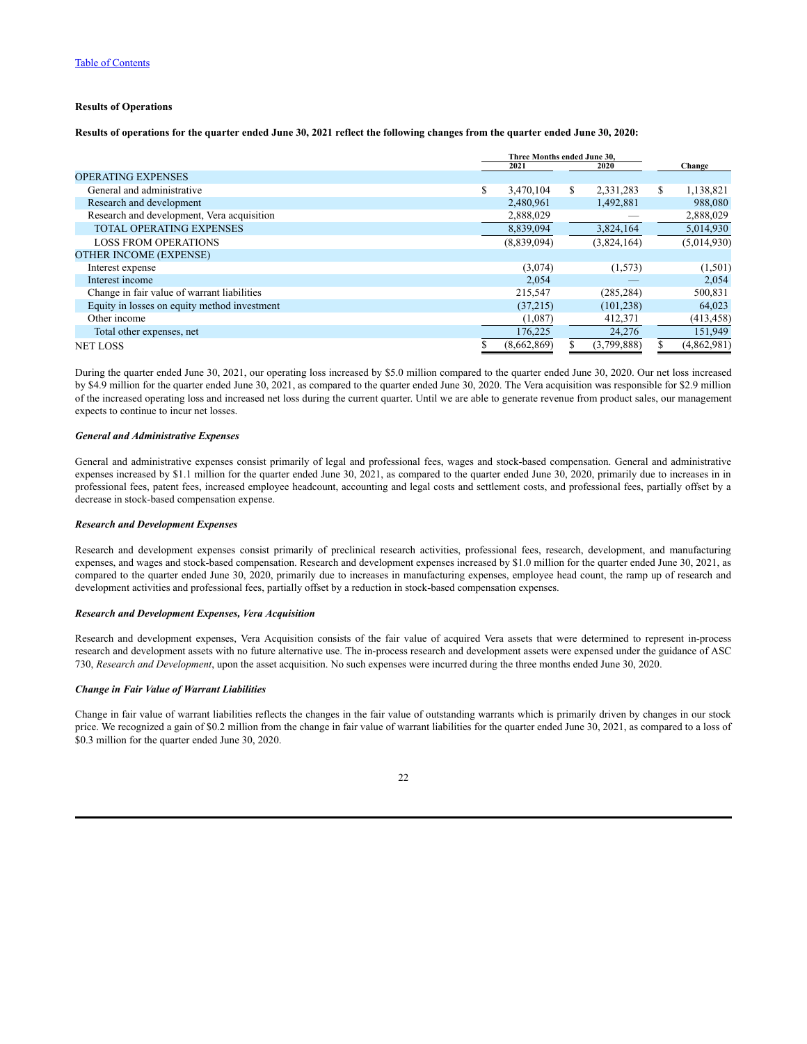**Results of Operations**

**Results of operations for the quarter ended June 30, 2021 reflect the following changes from the quarter ended June 30, 2020:**

| | Three Months ended June 30, 2021 | Three Months ended June 30, 2020 | Change |
|---|---|---|---|
| OPERATING EXPENSES | | | |
| General and administrative | $ 3,470,104 | $ 2,331,283 | $ 1,138,821 |
| Research and development | 2,480,961 | 1,492,881 | 988,080 |
| Research and development, Vera acquisition | 2,888,029 | — | 2,888,029 |
| TOTAL OPERATING EXPENSES | 8,839,094 | 3,824,164 | 5,014,930 |
| LOSS FROM OPERATIONS | (8,839,094) | (3,824,164) | (5,014,930) |
| OTHER INCOME (EXPENSE) | | | |
| Interest expense | (3,074) | (1,573) | (1,501) |
| Interest income | 2,054 | — | 2,054 |
| Change in fair value of warrant liabilities | 215,547 | (285,284) | 500,831 |
| Equity in losses on equity method investment | (37,215) | (101,238) | 64,023 |
| Other income | (1,087) | 412,371 | (413,458) |
| Total other expenses, net | 176,225 | 24,276 | 151,949 |
| NET LOSS | $ (8,662,869) | $ (3,799,888) | $ (4,862,981) |

During the quarter ended June 30, 2021, our operating loss increased by $5.0 million compared to the quarter ended June 30, 2020. Our net loss increased by $4.9 million for the quarter ended June 30, 2021, as compared to the quarter ended June 30, 2020. The Vera acquisition was responsible for $2.9 million of the increased operating loss and increased net loss during the current quarter. Until we are able to generate revenue from product sales, our management expects to continue to incur net losses.

***General and Administrative Expenses***

General and administrative expenses consist primarily of legal and professional fees, wages and stock-based compensation. General and administrative expenses increased by $1.1 million for the quarter ended June 30, 2021, as compared to the quarter ended June 30, 2020, primarily due to increases in in professional fees, patent fees, increased employee headcount, accounting and legal costs and settlement costs, and professional fees, partially offset by a decrease in stock-based compensation expense.

***Research and Development Expenses***

Research and development expenses consist primarily of preclinical research activities, professional fees, research, development, and manufacturing expenses, and wages and stock-based compensation. Research and development expenses increased by $1.0 million for the quarter ended June 30, 2021, as compared to the quarter ended June 30, 2020, primarily due to increases in manufacturing expenses, employee head count, the ramp up of research and development activities and professional fees, partially offset by a reduction in stock-based compensation expenses.

***Research and Development Expenses, Vera Acquisition***

Research and development expenses, Vera Acquisition consists of the fair value of acquired Vera assets that were determined to represent in-process research and development assets with no future alternative use. The in-process research and development assets were expensed under the guidance of ASC 730, *Research and Development*, upon the asset acquisition. No such expenses were incurred during the three months ended June 30, 2020.

***Change in Fair Value of Warrant Liabilities***

Change in fair value of warrant liabilities reflects the changes in the fair value of outstanding warrants which is primarily driven by changes in our stock price. We recognized a gain of $0.2 million from the change in fair value of warrant liabilities for the quarter ended June 30, 2021, as compared to a loss of $0.3 million for the quarter ended June 30, 2020.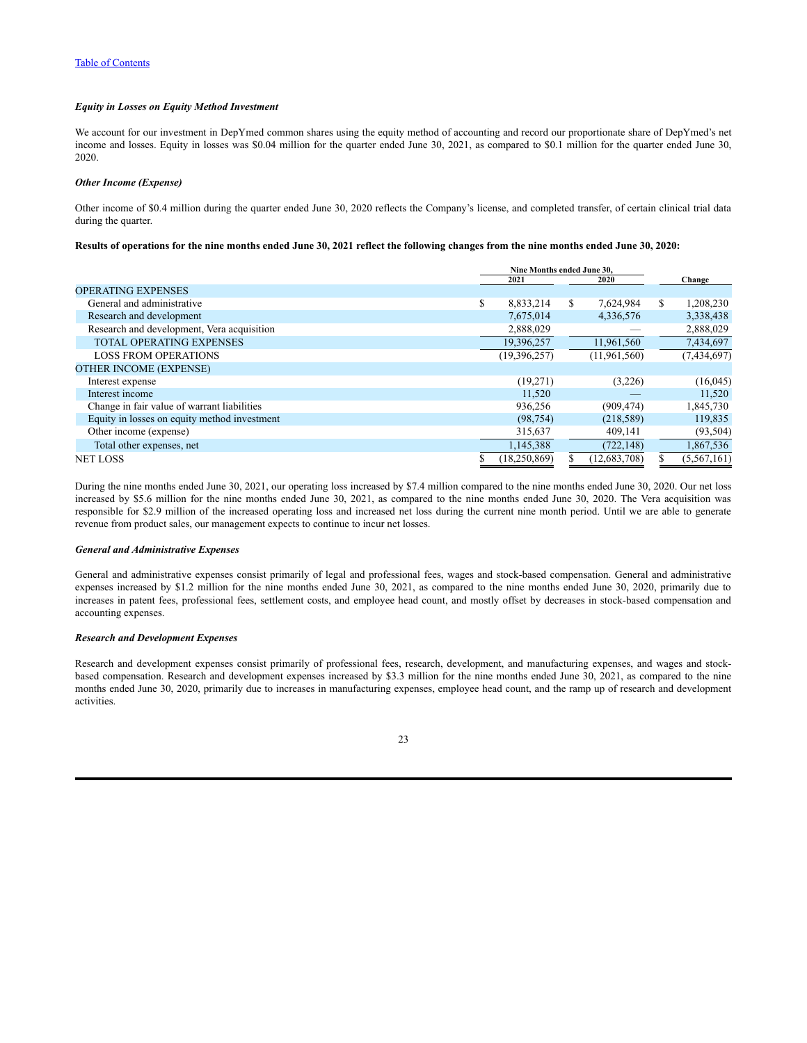*Equity in Losses on Equity Method Investment*

We account for our investment in DepYmed common shares using the equity method of accounting and record our proportionate share of DepYmed's net income and losses. Equity in losses was $0.04 million for the quarter ended June 30, 2021, as compared to $0.1 million for the quarter ended June 30, 2020.

*Other Income (Expense)*

Other income of $0.4 million during the quarter ended June 30, 2020 reflects the Company's license, and completed transfer, of certain clinical trial data during the quarter.

**Results of operations for the nine months ended June 30, 2021 reflect the following changes from the nine months ended June 30, 2020:**

| | Nine Months ended June 30, 2021 | Nine Months ended June 30, 2020 | Change |
|---|---|---|---|
| OPERATING EXPENSES | | | |
| General and administrative | $ 8,833,214 | $ 7,624,984 | $ 1,208,230 |
| Research and development | 7,675,014 | 4,336,576 | 3,338,438 |
| Research and development, Vera acquisition | 2,888,029 | — | 2,888,029 |
| TOTAL OPERATING EXPENSES | 19,396,257 | 11,961,560 | 7,434,697 |
| LOSS FROM OPERATIONS | (19,396,257) | (11,961,560) | (7,434,697) |
| OTHER INCOME (EXPENSE) | | | |
| Interest expense | (19,271) | (3,226) | (16,045) |
| Interest income | 11,520 | — | 11,520 |
| Change in fair value of warrant liabilities | 936,256 | (909,474) | 1,845,730 |
| Equity in losses on equity method investment | (98,754) | (218,589) | 119,835 |
| Other income (expense) | 315,637 | 409,141 | (93,504) |
| Total other expenses, net | 1,145,388 | (722,148) | 1,867,536 |
| NET LOSS | $ (18,250,869) | $ (12,683,708) | $ (5,567,161) |

During the nine months ended June 30, 2021, our operating loss increased by $7.4 million compared to the nine months ended June 30, 2020. Our net loss increased by $5.6 million for the nine months ended June 30, 2021, as compared to the nine months ended June 30, 2020. The Vera acquisition was responsible for $2.9 million of the increased operating loss and increased net loss during the current nine month period. Until we are able to generate revenue from product sales, our management expects to continue to incur net losses.

*General and Administrative Expenses*

General and administrative expenses consist primarily of legal and professional fees, wages and stock-based compensation. General and administrative expenses increased by $1.2 million for the nine months ended June 30, 2021, as compared to the nine months ended June 30, 2020, primarily due to increases in patent fees, professional fees, settlement costs, and employee head count, and mostly offset by decreases in stock-based compensation and accounting expenses.

*Research and Development Expenses*

Research and development expenses consist primarily of professional fees, research, development, and manufacturing expenses, and wages and stock-based compensation. Research and development expenses increased by $3.3 million for the nine months ended June 30, 2021, as compared to the nine months ended June 30, 2020, primarily due to increases in manufacturing expenses, employee head count, and the ramp up of research and development activities.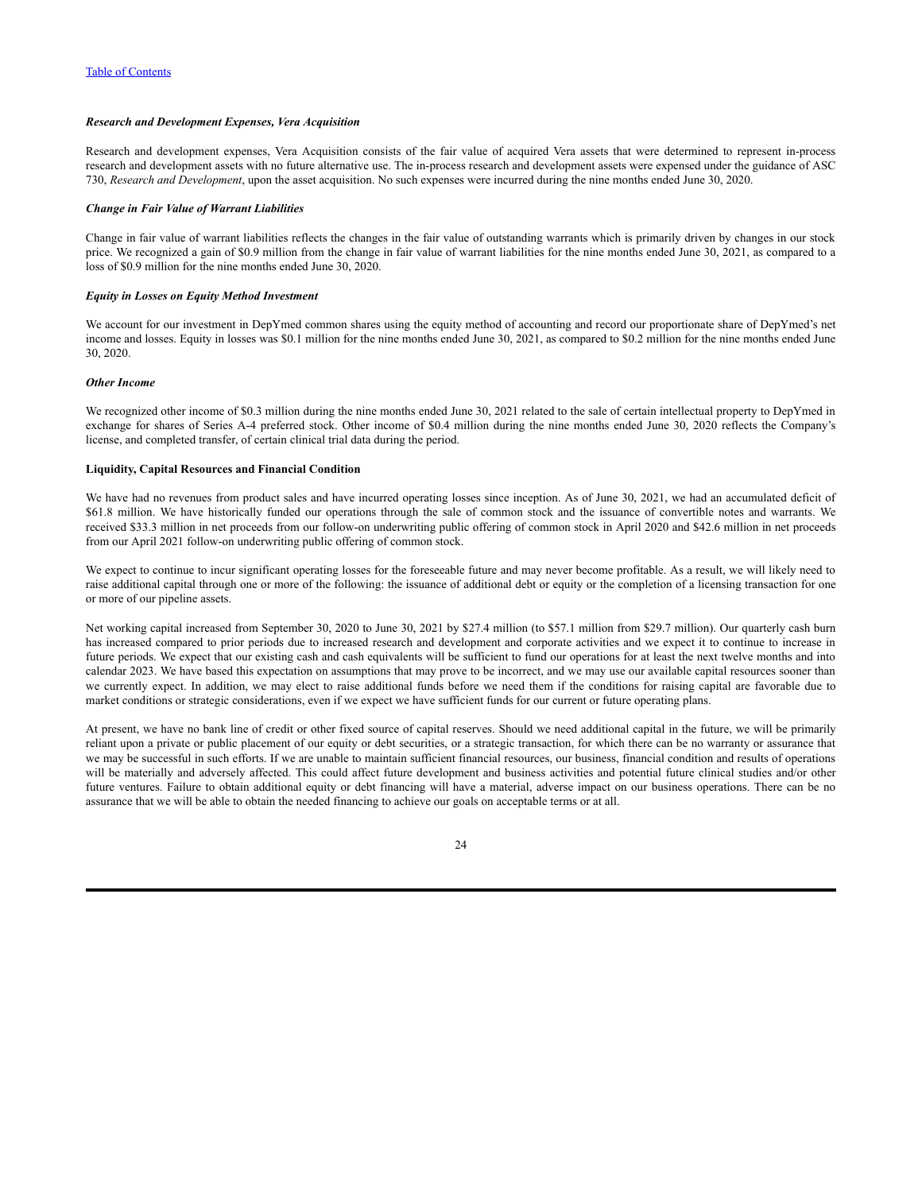***Research and Development Expenses, Vera Acquisition***

Research and development expenses, Vera Acquisition consists of the fair value of acquired Vera assets that were determined to represent in-process research and development assets with no future alternative use. The in-process research and development assets were expensed under the guidance of ASC 730, *Research and Development*, upon the asset acquisition. No such expenses were incurred during the nine months ended June 30, 2020.

***Change in Fair Value of Warrant Liabilities***

Change in fair value of warrant liabilities reflects the changes in the fair value of outstanding warrants which is primarily driven by changes in our stock price. We recognized a gain of $0.9 million from the change in fair value of warrant liabilities for the nine months ended June 30, 2021, as compared to a loss of $0.9 million for the nine months ended June 30, 2020.

***Equity in Losses on Equity Method Investment***

We account for our investment in DepYmed common shares using the equity method of accounting and record our proportionate share of DepYmed's net income and losses. Equity in losses was $0.1 million for the nine months ended June 30, 2021, as compared to $0.2 million for the nine months ended June 30, 2020.

***Other Income***

We recognized other income of $0.3 million during the nine months ended June 30, 2021 related to the sale of certain intellectual property to DepYmed in exchange for shares of Series A-4 preferred stock. Other income of $0.4 million during the nine months ended June 30, 2020 reflects the Company's license, and completed transfer, of certain clinical trial data during the period.

**Liquidity, Capital Resources and Financial Condition**

We have had no revenues from product sales and have incurred operating losses since inception. As of June 30, 2021, we had an accumulated deficit of $61.8 million. We have historically funded our operations through the sale of common stock and the issuance of convertible notes and warrants. We received $33.3 million in net proceeds from our follow-on underwriting public offering of common stock in April 2020 and $42.6 million in net proceeds from our April 2021 follow-on underwriting public offering of common stock.

We expect to continue to incur significant operating losses for the foreseeable future and may never become profitable. As a result, we will likely need to raise additional capital through one or more of the following: the issuance of additional debt or equity or the completion of a licensing transaction for one or more of our pipeline assets.

Net working capital increased from September 30, 2020 to June 30, 2021 by $27.4 million (to $57.1 million from $29.7 million). Our quarterly cash burn has increased compared to prior periods due to increased research and development and corporate activities and we expect it to continue to increase in future periods. We expect that our existing cash and cash equivalents will be sufficient to fund our operations for at least the next twelve months and into calendar 2023. We have based this expectation on assumptions that may prove to be incorrect, and we may use our available capital resources sooner than we currently expect. In addition, we may elect to raise additional funds before we need them if the conditions for raising capital are favorable due to market conditions or strategic considerations, even if we expect we have sufficient funds for our current or future operating plans.

At present, we have no bank line of credit or other fixed source of capital reserves. Should we need additional capital in the future, we will be primarily reliant upon a private or public placement of our equity or debt securities, or a strategic transaction, for which there can be no warranty or assurance that we may be successful in such efforts. If we are unable to maintain sufficient financial resources, our business, financial condition and results of operations will be materially and adversely affected. This could affect future development and business activities and potential future clinical studies and/or other future ventures. Failure to obtain additional equity or debt financing will have a material, adverse impact on our business operations. There can be no assurance that we will be able to obtain the needed financing to achieve our goals on acceptable terms or at all.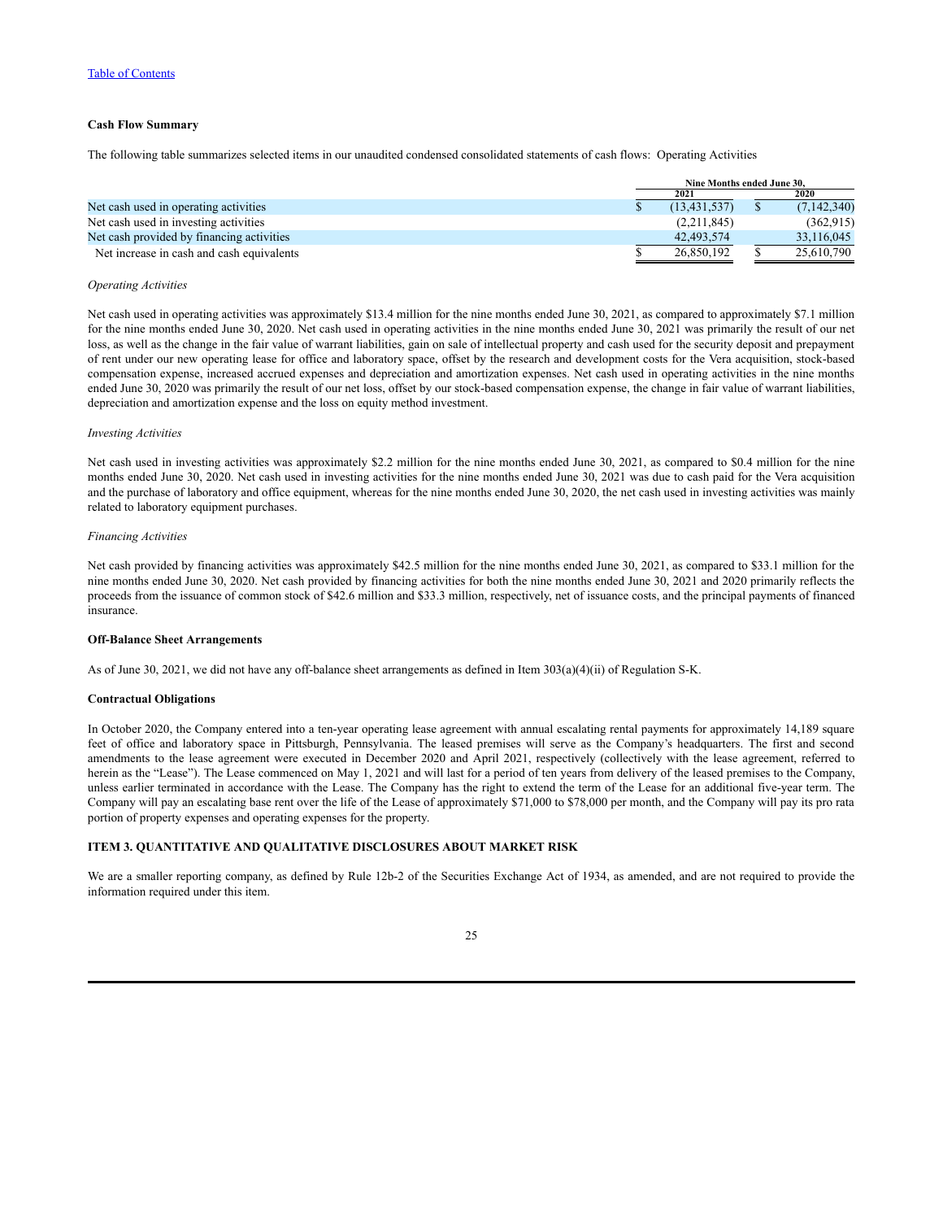**Cash Flow Summary**

The following table summarizes selected items in our unaudited condensed consolidated statements of cash flows: Operating Activities

| | Nine Months ended June 30, | |
|---|---|---|
| | 2021 | 2020 |
| Net cash used in operating activities | $ (13,431,537) | $ (7,142,340) |
| Net cash used in investing activities | (2,211,845) | (362,915) |
| Net cash provided by financing activities | 42,493,574 | 33,116,045 |
| Net increase in cash and cash equivalents | $ 26,850,192 | $ 25,610,790 |

*Operating Activities*

Net cash used in operating activities was approximately $13.4 million for the nine months ended June 30, 2021, as compared to approximately $7.1 million for the nine months ended June 30, 2020. Net cash used in operating activities in the nine months ended June 30, 2021 was primarily the result of our net loss, as well as the change in the fair value of warrant liabilities, gain on sale of intellectual property and cash used for the security deposit and prepayment of rent under our new operating lease for office and laboratory space, offset by the research and development costs for the Vera acquisition, stock-based compensation expense, increased accrued expenses and depreciation and amortization expenses. Net cash used in operating activities in the nine months ended June 30, 2020 was primarily the result of our net loss, offset by our stock-based compensation expense, the change in fair value of warrant liabilities, depreciation and amortization expense and the loss on equity method investment.

*Investing Activities*

Net cash used in investing activities was approximately $2.2 million for the nine months ended June 30, 2021, as compared to $0.4 million for the nine months ended June 30, 2020. Net cash used in investing activities for the nine months ended June 30, 2021 was due to cash paid for the Vera acquisition and the purchase of laboratory and office equipment, whereas for the nine months ended June 30, 2020, the net cash used in investing activities was mainly related to laboratory equipment purchases.

*Financing Activities*

Net cash provided by financing activities was approximately $42.5 million for the nine months ended June 30, 2021, as compared to $33.1 million for the nine months ended June 30, 2020. Net cash provided by financing activities for both the nine months ended June 30, 2021 and 2020 primarily reflects the proceeds from the issuance of common stock of $42.6 million and $33.3 million, respectively, net of issuance costs, and the principal payments of financed insurance.

**Off-Balance Sheet Arrangements**

As of June 30, 2021, we did not have any off-balance sheet arrangements as defined in Item 303(a)(4)(ii) of Regulation S-K.

**Contractual Obligations**

In October 2020, the Company entered into a ten-year operating lease agreement with annual escalating rental payments for approximately 14,189 square feet of office and laboratory space in Pittsburgh, Pennsylvania. The leased premises will serve as the Company's headquarters. The first and second amendments to the lease agreement were executed in December 2020 and April 2021, respectively (collectively with the lease agreement, referred to herein as the "Lease"). The Lease commenced on May 1, 2021 and will last for a period of ten years from delivery of the leased premises to the Company, unless earlier terminated in accordance with the Lease. The Company has the right to extend the term of the Lease for an additional five-year term. The Company will pay an escalating base rent over the life of the Lease of approximately $71,000 to $78,000 per month, and the Company will pay its pro rata portion of property expenses and operating expenses for the property.

## ITEM 3. QUANTITATIVE AND QUALITATIVE DISCLOSURES ABOUT MARKET RISK

We are a smaller reporting company, as defined by Rule 12b-2 of the Securities Exchange Act of 1934, as amended, and are not required to provide the information required under this item.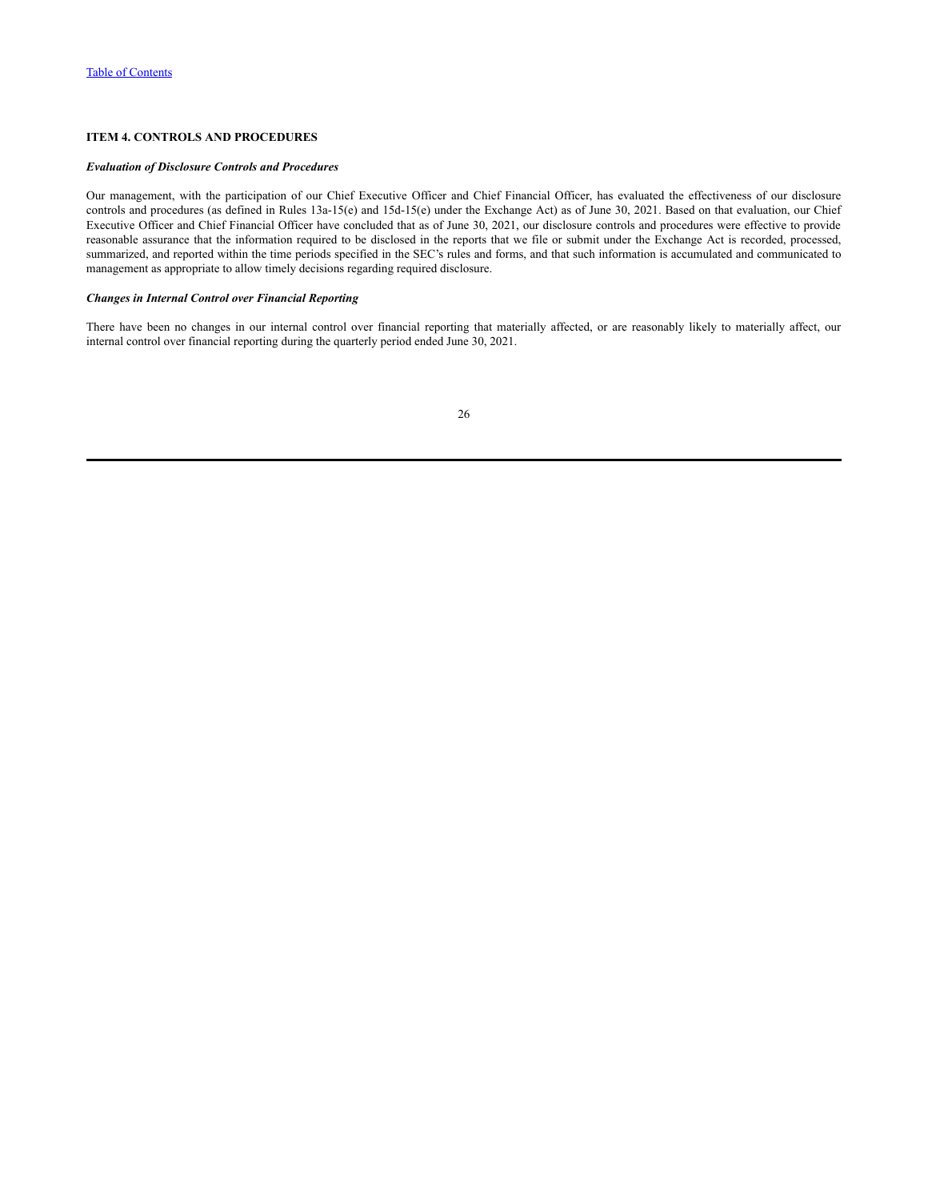### ITEM 4. CONTROLS AND PROCEDURES

***Evaluation of Disclosure Controls and Procedures***

Our management, with the participation of our Chief Executive Officer and Chief Financial Officer, has evaluated the effectiveness of our disclosure controls and procedures (as defined in Rules 13a-15(e) and 15d-15(e) under the Exchange Act) as of June 30, 2021. Based on that evaluation, our Chief Executive Officer and Chief Financial Officer have concluded that as of June 30, 2021, our disclosure controls and procedures were effective to provide reasonable assurance that the information required to be disclosed in the reports that we file or submit under the Exchange Act is recorded, processed, summarized, and reported within the time periods specified in the SEC's rules and forms, and that such information is accumulated and communicated to management as appropriate to allow timely decisions regarding required disclosure.

***Changes in Internal Control over Financial Reporting***

There have been no changes in our internal control over financial reporting that materially affected, or are reasonably likely to materially affect, our internal control over financial reporting during the quarterly period ended June 30, 2021.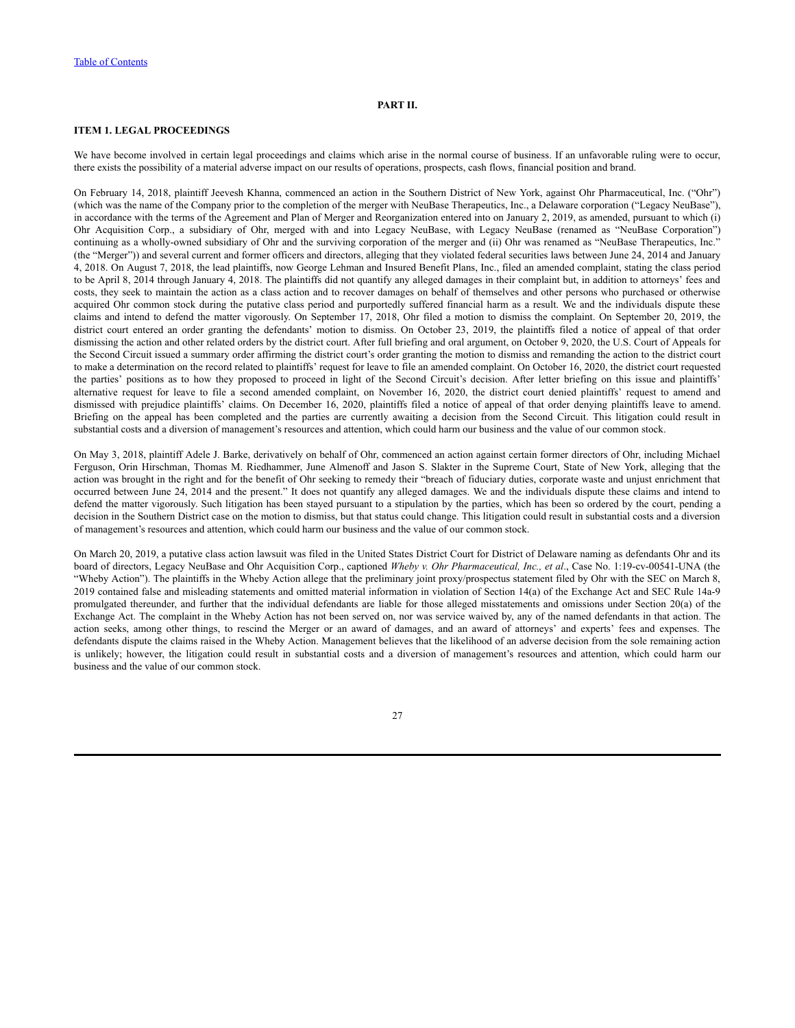[Table of Contents](#)

# PART II.

## ITEM 1. LEGAL PROCEEDINGS

We have become involved in certain legal proceedings and claims which arise in the normal course of business. If an unfavorable ruling were to occur, there exists the possibility of a material adverse impact on our results of operations, prospects, cash flows, financial position and brand.

On February 14, 2018, plaintiff Jeevesh Khanna, commenced an action in the Southern District of New York, against Ohr Pharmaceutical, Inc. ("Ohr") (which was the name of the Company prior to the completion of the merger with NeuBase Therapeutics, Inc., a Delaware corporation ("Legacy NeuBase"), in accordance with the terms of the Agreement and Plan of Merger and Reorganization entered into on January 2, 2019, as amended, pursuant to which (i) Ohr Acquisition Corp., a subsidiary of Ohr, merged with and into Legacy NeuBase, with Legacy NeuBase (renamed as "NeuBase Corporation") continuing as a wholly-owned subsidiary of Ohr and the surviving corporation of the merger and (ii) Ohr was renamed as "NeuBase Therapeutics, Inc." (the "Merger")) and several current and former officers and directors, alleging that they violated federal securities laws between June 24, 2014 and January 4, 2018. On August 7, 2018, the lead plaintiffs, now George Lehman and Insured Benefit Plans, Inc., filed an amended complaint, stating the class period to be April 8, 2014 through January 4, 2018. The plaintiffs did not quantify any alleged damages in their complaint but, in addition to attorneys' fees and costs, they seek to maintain the action as a class action and to recover damages on behalf of themselves and other persons who purchased or otherwise acquired Ohr common stock during the putative class period and purportedly suffered financial harm as a result. We and the individuals dispute these claims and intend to defend the matter vigorously. On September 17, 2018, Ohr filed a motion to dismiss the complaint. On September 20, 2019, the district court entered an order granting the defendants' motion to dismiss. On October 23, 2019, the plaintiffs filed a notice of appeal of that order dismissing the action and other related orders by the district court. After full briefing and oral argument, on October 9, 2020, the U.S. Court of Appeals for the Second Circuit issued a summary order affirming the district court's order granting the motion to dismiss and remanding the action to the district court to make a determination on the record related to plaintiffs' request for leave to file an amended complaint. On October 16, 2020, the district court requested the parties' positions as to how they proposed to proceed in light of the Second Circuit's decision. After letter briefing on this issue and plaintiffs' alternative request for leave to file a second amended complaint, on November 16, 2020, the district court denied plaintiffs' request to amend and dismissed with prejudice plaintiffs' claims. On December 16, 2020, plaintiffs filed a notice of appeal of that order denying plaintiffs leave to amend. Briefing on the appeal has been completed and the parties are currently awaiting a decision from the Second Circuit. This litigation could result in substantial costs and a diversion of management's resources and attention, which could harm our business and the value of our common stock.

On May 3, 2018, plaintiff Adele J. Barke, derivatively on behalf of Ohr, commenced an action against certain former directors of Ohr, including Michael Ferguson, Orin Hirschman, Thomas M. Riedhammer, June Almenoff and Jason S. Slakter in the Supreme Court, State of New York, alleging that the action was brought in the right and for the benefit of Ohr seeking to remedy their "breach of fiduciary duties, corporate waste and unjust enrichment that occurred between June 24, 2014 and the present." It does not quantify any alleged damages. We and the individuals dispute these claims and intend to defend the matter vigorously. Such litigation has been stayed pursuant to a stipulation by the parties, which has been so ordered by the court, pending a decision in the Southern District case on the motion to dismiss, but that status could change. This litigation could result in substantial costs and a diversion of management's resources and attention, which could harm our business and the value of our common stock.

On March 20, 2019, a putative class action lawsuit was filed in the United States District Court for District of Delaware naming as defendants Ohr and its board of directors, Legacy NeuBase and Ohr Acquisition Corp., captioned *Wheby v. Ohr Pharmaceutical, Inc., et al*., Case No. 1:19-cv-00541-UNA (the "Wheby Action"). The plaintiffs in the Wheby Action allege that the preliminary joint proxy/prospectus statement filed by Ohr with the SEC on March 8, 2019 contained false and misleading statements and omitted material information in violation of Section 14(a) of the Exchange Act and SEC Rule 14a-9 promulgated thereunder, and further that the individual defendants are liable for those alleged misstatements and omissions under Section 20(a) of the Exchange Act. The complaint in the Wheby Action has not been served on, nor was service waived by, any of the named defendants in that action. The action seeks, among other things, to rescind the Merger or an award of damages, and an award of attorneys' and experts' fees and expenses. The defendants dispute the claims raised in the Wheby Action. Management believes that the likelihood of an adverse decision from the sole remaining action is unlikely; however, the litigation could result in substantial costs and a diversion of management's resources and attention, which could harm our business and the value of our common stock.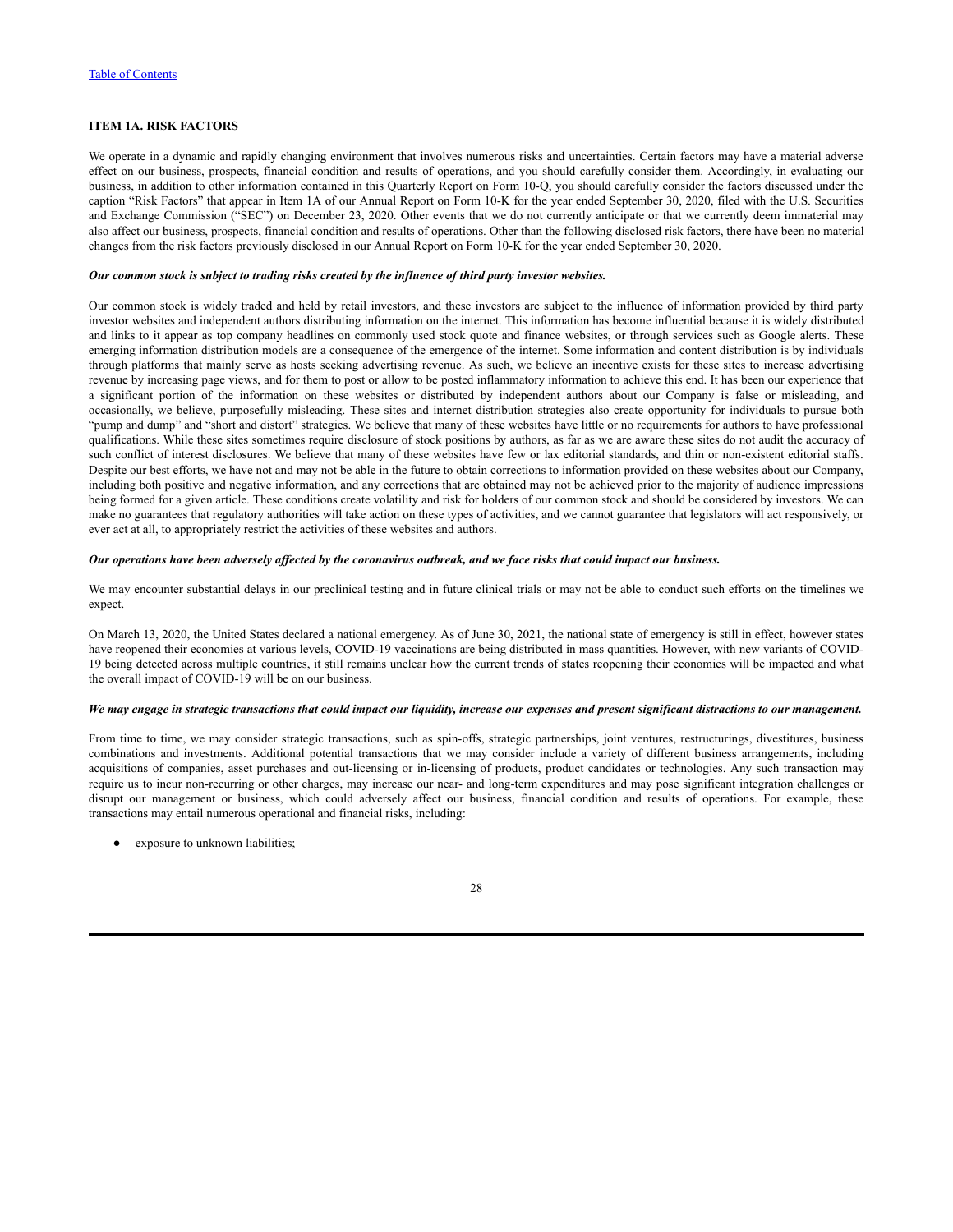### ITEM 1A. RISK FACTORS

We operate in a dynamic and rapidly changing environment that involves numerous risks and uncertainties. Certain factors may have a material adverse effect on our business, prospects, financial condition and results of operations, and you should carefully consider them. Accordingly, in evaluating our business, in addition to other information contained in this Quarterly Report on Form 10-Q, you should carefully consider the factors discussed under the caption "Risk Factors" that appear in Item 1A of our Annual Report on Form 10-K for the year ended September 30, 2020, filed with the U.S. Securities and Exchange Commission ("SEC") on December 23, 2020. Other events that we do not currently anticipate or that we currently deem immaterial may also affect our business, prospects, financial condition and results of operations. Other than the following disclosed risk factors, there have been no material changes from the risk factors previously disclosed in our Annual Report on Form 10-K for the year ended September 30, 2020.

***Our common stock is subject to trading risks created by the influence of third party investor websites.***

Our common stock is widely traded and held by retail investors, and these investors are subject to the influence of information provided by third party investor websites and independent authors distributing information on the internet. This information has become influential because it is widely distributed and links to it appear as top company headlines on commonly used stock quote and finance websites, or through services such as Google alerts. These emerging information distribution models are a consequence of the emergence of the internet. Some information and content distribution is by individuals through platforms that mainly serve as hosts seeking advertising revenue. As such, we believe an incentive exists for these sites to increase advertising revenue by increasing page views, and for them to post or allow to be posted inflammatory information to achieve this end. It has been our experience that a significant portion of the information on these websites or distributed by independent authors about our Company is false or misleading, and occasionally, we believe, purposefully misleading. These sites and internet distribution strategies also create opportunity for individuals to pursue both "pump and dump" and "short and distort" strategies. We believe that many of these websites have little or no requirements for authors to have professional qualifications. While these sites sometimes require disclosure of stock positions by authors, as far as we are aware these sites do not audit the accuracy of such conflict of interest disclosures. We believe that many of these websites have few or lax editorial standards, and thin or non-existent editorial staffs. Despite our best efforts, we have not and may not be able in the future to obtain corrections to information provided on these websites about our Company, including both positive and negative information, and any corrections that are obtained may not be achieved prior to the majority of audience impressions being formed for a given article. These conditions create volatility and risk for holders of our common stock and should be considered by investors. We can make no guarantees that regulatory authorities will take action on these types of activities, and we cannot guarantee that legislators will act responsively, or ever act at all, to appropriately restrict the activities of these websites and authors.

***Our operations have been adversely affected by the coronavirus outbreak, and we face risks that could impact our business.***

We may encounter substantial delays in our preclinical testing and in future clinical trials or may not be able to conduct such efforts on the timelines we expect.

On March 13, 2020, the United States declared a national emergency. As of June 30, 2021, the national state of emergency is still in effect, however states have reopened their economies at various levels, COVID-19 vaccinations are being distributed in mass quantities. However, with new variants of COVID-19 being detected across multiple countries, it still remains unclear how the current trends of states reopening their economies will be impacted and what the overall impact of COVID-19 will be on our business.

***We may engage in strategic transactions that could impact our liquidity, increase our expenses and present significant distractions to our management.***

From time to time, we may consider strategic transactions, such as spin-offs, strategic partnerships, joint ventures, restructurings, divestitures, business combinations and investments. Additional potential transactions that we may consider include a variety of different business arrangements, including acquisitions of companies, asset purchases and out-licensing or in-licensing of products, product candidates or technologies. Any such transaction may require us to incur non-recurring or other charges, may increase our near- and long-term expenditures and may pose significant integration challenges or disrupt our management or business, which could adversely affect our business, financial condition and results of operations. For example, these transactions may entail numerous operational and financial risks, including:

- exposure to unknown liabilities;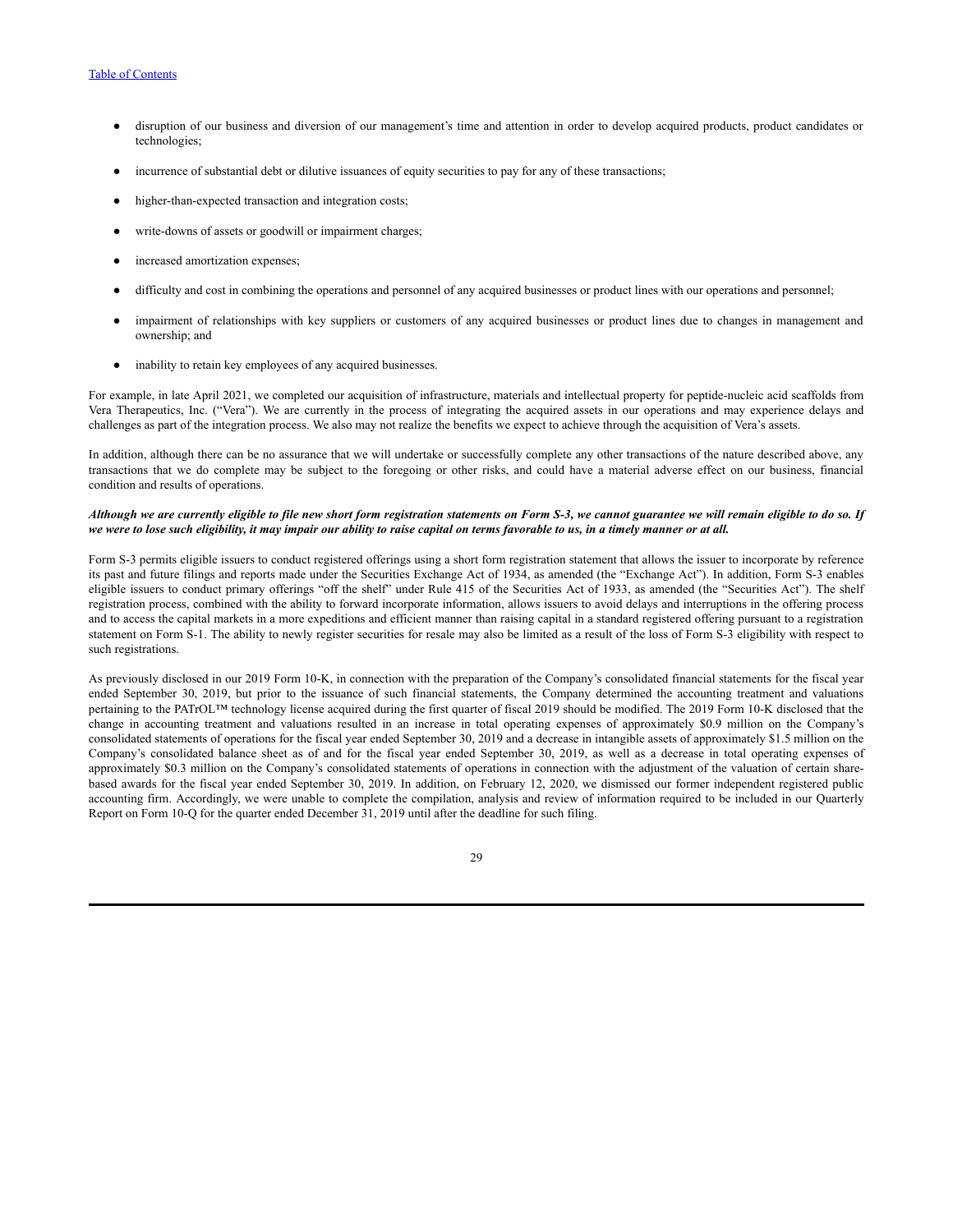- disruption of our business and diversion of our management's time and attention in order to develop acquired products, product candidates or technologies;
- incurrence of substantial debt or dilutive issuances of equity securities to pay for any of these transactions;
- higher-than-expected transaction and integration costs;
- write-downs of assets or goodwill or impairment charges;
- increased amortization expenses;
- difficulty and cost in combining the operations and personnel of any acquired businesses or product lines with our operations and personnel;
- impairment of relationships with key suppliers or customers of any acquired businesses or product lines due to changes in management and ownership; and
- inability to retain key employees of any acquired businesses.

For example, in late April 2021, we completed our acquisition of infrastructure, materials and intellectual property for peptide-nucleic acid scaffolds from Vera Therapeutics, Inc. ("Vera"). We are currently in the process of integrating the acquired assets in our operations and may experience delays and challenges as part of the integration process. We also may not realize the benefits we expect to achieve through the acquisition of Vera's assets.

In addition, although there can be no assurance that we will undertake or successfully complete any other transactions of the nature described above, any transactions that we do complete may be subject to the foregoing or other risks, and could have a material adverse effect on our business, financial condition and results of operations.

***Although we are currently eligible to file new short form registration statements on Form S-3, we cannot guarantee we will remain eligible to do so. If we were to lose such eligibility, it may impair our ability to raise capital on terms favorable to us, in a timely manner or at all.***

Form S-3 permits eligible issuers to conduct registered offerings using a short form registration statement that allows the issuer to incorporate by reference its past and future filings and reports made under the Securities Exchange Act of 1934, as amended (the "Exchange Act"). In addition, Form S-3 enables eligible issuers to conduct primary offerings "off the shelf" under Rule 415 of the Securities Act of 1933, as amended (the "Securities Act"). The shelf registration process, combined with the ability to forward incorporate information, allows issuers to avoid delays and interruptions in the offering process and to access the capital markets in a more expeditions and efficient manner than raising capital in a standard registered offering pursuant to a registration statement on Form S-1. The ability to newly register securities for resale may also be limited as a result of the loss of Form S-3 eligibility with respect to such registrations.

As previously disclosed in our 2019 Form 10-K, in connection with the preparation of the Company's consolidated financial statements for the fiscal year ended September 30, 2019, but prior to the issuance of such financial statements, the Company determined the accounting treatment and valuations pertaining to the PATrOL™ technology license acquired during the first quarter of fiscal 2019 should be modified. The 2019 Form 10-K disclosed that the change in accounting treatment and valuations resulted in an increase in total operating expenses of approximately $0.9 million on the Company's consolidated statements of operations for the fiscal year ended September 30, 2019 and a decrease in intangible assets of approximately $1.5 million on the Company's consolidated balance sheet as of and for the fiscal year ended September 30, 2019, as well as a decrease in total operating expenses of approximately $0.3 million on the Company's consolidated statements of operations in connection with the adjustment of the valuation of certain share-based awards for the fiscal year ended September 30, 2019. In addition, on February 12, 2020, we dismissed our former independent registered public accounting firm. Accordingly, we were unable to complete the compilation, analysis and review of information required to be included in our Quarterly Report on Form 10-Q for the quarter ended December 31, 2019 until after the deadline for such filing.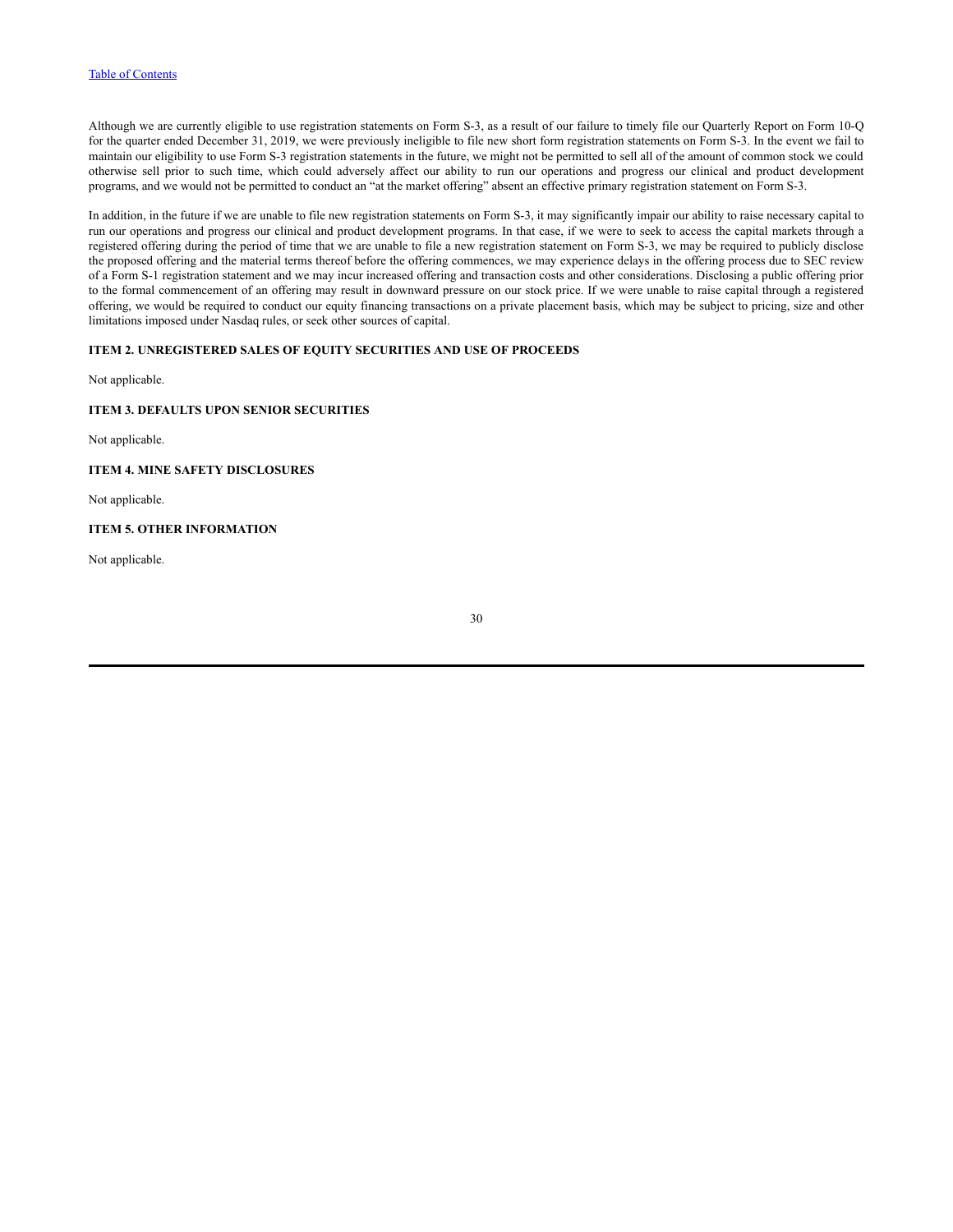Although we are currently eligible to use registration statements on Form S-3, as a result of our failure to timely file our Quarterly Report on Form 10-Q for the quarter ended December 31, 2019, we were previously ineligible to file new short form registration statements on Form S-3. In the event we fail to maintain our eligibility to use Form S-3 registration statements in the future, we might not be permitted to sell all of the amount of common stock we could otherwise sell prior to such time, which could adversely affect our ability to run our operations and progress our clinical and product development programs, and we would not be permitted to conduct an "at the market offering" absent an effective primary registration statement on Form S-3.

In addition, in the future if we are unable to file new registration statements on Form S-3, it may significantly impair our ability to raise necessary capital to run our operations and progress our clinical and product development programs. In that case, if we were to seek to access the capital markets through a registered offering during the period of time that we are unable to file a new registration statement on Form S-3, we may be required to publicly disclose the proposed offering and the material terms thereof before the offering commences, we may experience delays in the offering process due to SEC review of a Form S-1 registration statement and we may incur increased offering and transaction costs and other considerations. Disclosing a public offering prior to the formal commencement of an offering may result in downward pressure on our stock price. If we were unable to raise capital through a registered offering, we would be required to conduct our equity financing transactions on a private placement basis, which may be subject to pricing, size and other limitations imposed under Nasdaq rules, or seek other sources of capital.

### ITEM 2. UNREGISTERED SALES OF EQUITY SECURITIES AND USE OF PROCEEDS

Not applicable.

### ITEM 3. DEFAULTS UPON SENIOR SECURITIES

Not applicable.

### ITEM 4. MINE SAFETY DISCLOSURES

Not applicable.

### ITEM 5. OTHER INFORMATION

Not applicable.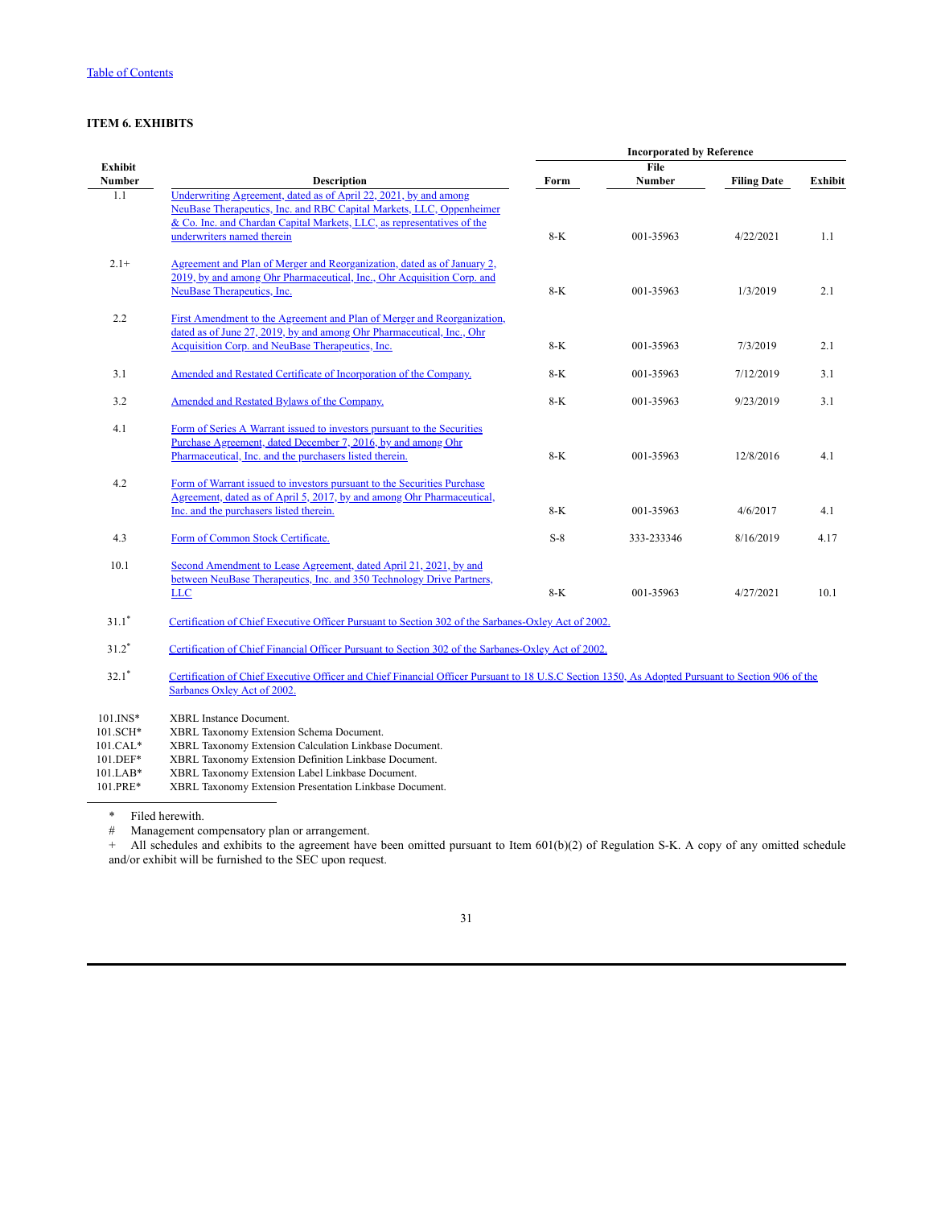[Table of Contents](#)

### ITEM 6. EXHIBITS

| Exhibit Number | Description | Incorporated by Reference | | | |
|---|---|---|---|---|---|
| | | Form | File Number | Filing Date | Exhibit |
| 1.1 | Underwriting Agreement, dated as of April 22, 2021, by and among NeuBase Therapeutics, Inc. and RBC Capital Markets, LLC, Oppenheimer & Co. Inc. and Chardan Capital Markets, LLC, as representatives of the underwriters named therein | 8-K | 001-35963 | 4/22/2021 | 1.1 |
| 2.1+ | Agreement and Plan of Merger and Reorganization, dated as of January 2, 2019, by and among Ohr Pharmaceutical, Inc., Ohr Acquisition Corp. and NeuBase Therapeutics, Inc. | 8-K | 001-35963 | 1/3/2019 | 2.1 |
| 2.2 | First Amendment to the Agreement and Plan of Merger and Reorganization, dated as of June 27, 2019, by and among Ohr Pharmaceutical, Inc., Ohr Acquisition Corp. and NeuBase Therapeutics, Inc. | 8-K | 001-35963 | 7/3/2019 | 2.1 |
| 3.1 | Amended and Restated Certificate of Incorporation of the Company. | 8-K | 001-35963 | 7/12/2019 | 3.1 |
| 3.2 | Amended and Restated Bylaws of the Company. | 8-K | 001-35963 | 9/23/2019 | 3.1 |
| 4.1 | Form of Series A Warrant issued to investors pursuant to the Securities Purchase Agreement, dated December 7, 2016, by and among Ohr Pharmaceutical, Inc. and the purchasers listed therein. | 8-K | 001-35963 | 12/8/2016 | 4.1 |
| 4.2 | Form of Warrant issued to investors pursuant to the Securities Purchase Agreement, dated as of April 5, 2017, by and among Ohr Pharmaceutical, Inc. and the purchasers listed therein. | 8-K | 001-35963 | 4/6/2017 | 4.1 |
| 4.3 | Form of Common Stock Certificate. | S-8 | 333-233346 | 8/16/2019 | 4.17 |
| 10.1 | Second Amendment to Lease Agreement, dated April 21, 2021, by and between NeuBase Therapeutics, Inc. and 350 Technology Drive Partners, LLC | 8-K | 001-35963 | 4/27/2021 | 10.1 |
| 31.1* | Certification of Chief Executive Officer Pursuant to Section 302 of the Sarbanes-Oxley Act of 2002. | | | | |
| 31.2* | Certification of Chief Financial Officer Pursuant to Section 302 of the Sarbanes-Oxley Act of 2002. | | | | |
| 32.1* | Certification of Chief Executive Officer and Chief Financial Officer Pursuant to 18 U.S.C Section 1350, As Adopted Pursuant to Section 906 of the Sarbanes Oxley Act of 2002. | | | | |
| 101.INS* | XBRL Instance Document. | | | | |
| 101.SCH* | XBRL Taxonomy Extension Schema Document. | | | | |
| 101.CAL* | XBRL Taxonomy Extension Calculation Linkbase Document. | | | | |
| 101.DEF* | XBRL Taxonomy Extension Definition Linkbase Document. | | | | |
| 101.LAB* | XBRL Taxonomy Extension Label Linkbase Document. | | | | |
| 101.PRE* | XBRL Taxonomy Extension Presentation Linkbase Document. | | | | |

\* Filed herewith.

\# Management compensatory plan or arrangement.

\+ All schedules and exhibits to the agreement have been omitted pursuant to Item 601(b)(2) of Regulation S-K. A copy of any omitted schedule and/or exhibit will be furnished to the SEC upon request.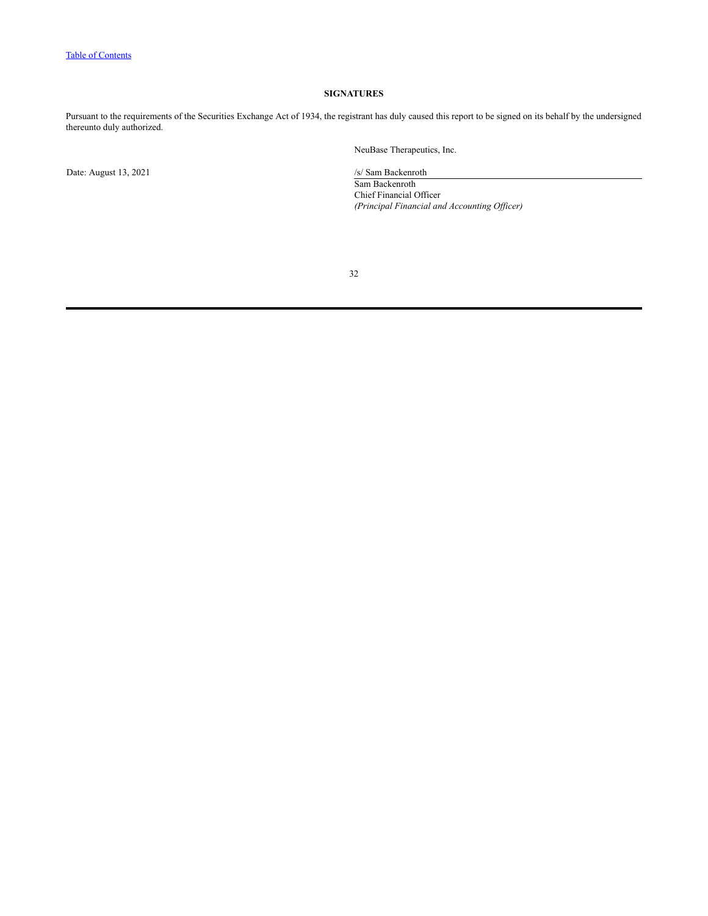## SIGNATURES

Pursuant to the requirements of the Securities Exchange Act of 1934, the registrant has duly caused this report to be signed on its behalf by the undersigned thereunto duly authorized.

NeuBase Therapeutics, Inc.

Date: August 13, 2021

/s/ Sam Backenroth

Sam Backenroth
Chief Financial Officer
*(Principal Financial and Accounting Officer)*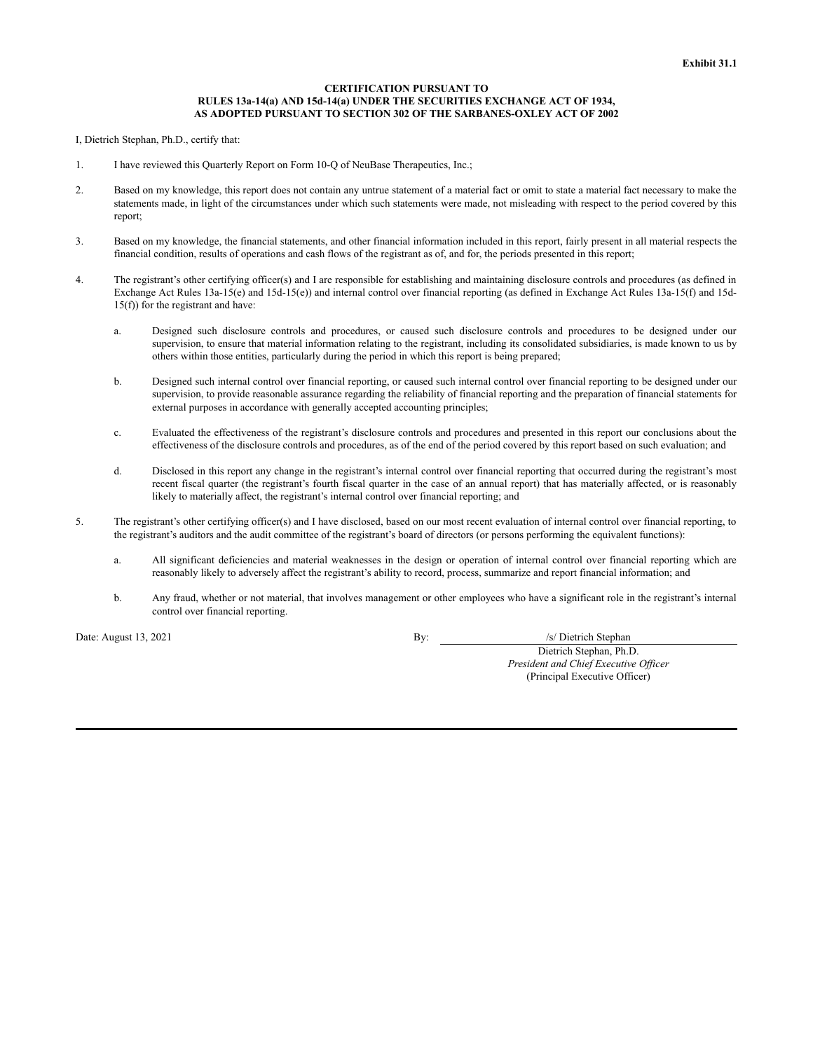**Exhibit 31.1**

**CERTIFICATION PURSUANT TO**
**RULES 13a-14(a) AND 15d-14(a) UNDER THE SECURITIES EXCHANGE ACT OF 1934,**
**AS ADOPTED PURSUANT TO SECTION 302 OF THE SARBANES-OXLEY ACT OF 2002**

I, Dietrich Stephan, Ph.D., certify that:

1. I have reviewed this Quarterly Report on Form 10-Q of NeuBase Therapeutics, Inc.;

2. Based on my knowledge, this report does not contain any untrue statement of a material fact or omit to state a material fact necessary to make the statements made, in light of the circumstances under which such statements were made, not misleading with respect to the period covered by this report;

3. Based on my knowledge, the financial statements, and other financial information included in this report, fairly present in all material respects the financial condition, results of operations and cash flows of the registrant as of, and for, the periods presented in this report;

4. The registrant's other certifying officer(s) and I are responsible for establishing and maintaining disclosure controls and procedures (as defined in Exchange Act Rules 13a-15(e) and 15d-15(e)) and internal control over financial reporting (as defined in Exchange Act Rules 13a-15(f) and 15d-15(f)) for the registrant and have:

   a. Designed such disclosure controls and procedures, or caused such disclosure controls and procedures to be designed under our supervision, to ensure that material information relating to the registrant, including its consolidated subsidiaries, is made known to us by others within those entities, particularly during the period in which this report is being prepared;

   b. Designed such internal control over financial reporting, or caused such internal control over financial reporting to be designed under our supervision, to provide reasonable assurance regarding the reliability of financial reporting and the preparation of financial statements for external purposes in accordance with generally accepted accounting principles;

   c. Evaluated the effectiveness of the registrant's disclosure controls and procedures and presented in this report our conclusions about the effectiveness of the disclosure controls and procedures, as of the end of the period covered by this report based on such evaluation; and

   d. Disclosed in this report any change in the registrant's internal control over financial reporting that occurred during the registrant's most recent fiscal quarter (the registrant's fourth fiscal quarter in the case of an annual report) that has materially affected, or is reasonably likely to materially affect, the registrant's internal control over financial reporting; and

5. The registrant's other certifying officer(s) and I have disclosed, based on our most recent evaluation of internal control over financial reporting, to the registrant's auditors and the audit committee of the registrant's board of directors (or persons performing the equivalent functions):

   a. All significant deficiencies and material weaknesses in the design or operation of internal control over financial reporting which are reasonably likely to adversely affect the registrant's ability to record, process, summarize and report financial information; and

   b. Any fraud, whether or not material, that involves management or other employees who have a significant role in the registrant's internal control over financial reporting.

Date: August 13, 2021

By: /s/ Dietrich Stephan
Dietrich Stephan, Ph.D.
*President and Chief Executive Officer*
(Principal Executive Officer)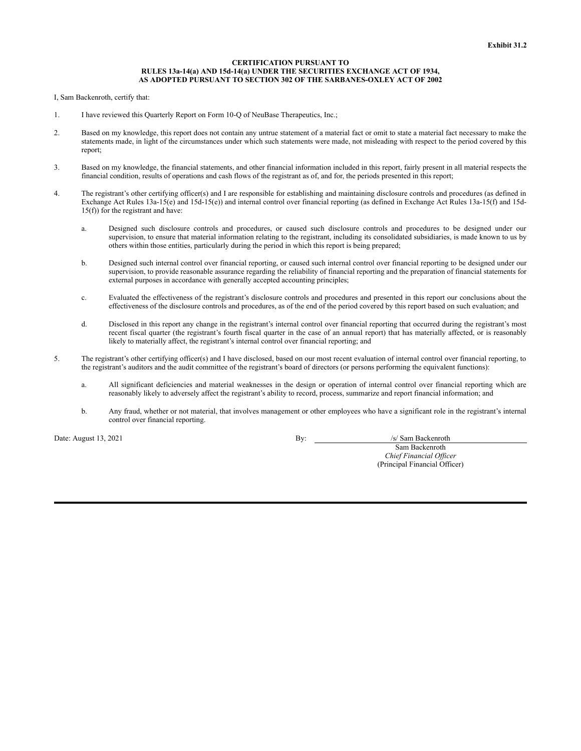**Exhibit 31.2**

**CERTIFICATION PURSUANT TO**
**RULES 13a-14(a) AND 15d-14(a) UNDER THE SECURITIES EXCHANGE ACT OF 1934,**
**AS ADOPTED PURSUANT TO SECTION 302 OF THE SARBANES-OXLEY ACT OF 2002**

I, Sam Backenroth, certify that:

1. I have reviewed this Quarterly Report on Form 10-Q of NeuBase Therapeutics, Inc.;

2. Based on my knowledge, this report does not contain any untrue statement of a material fact or omit to state a material fact necessary to make the statements made, in light of the circumstances under which such statements were made, not misleading with respect to the period covered by this report;

3. Based on my knowledge, the financial statements, and other financial information included in this report, fairly present in all material respects the financial condition, results of operations and cash flows of the registrant as of, and for, the periods presented in this report;

4. The registrant's other certifying officer(s) and I are responsible for establishing and maintaining disclosure controls and procedures (as defined in Exchange Act Rules 13a-15(e) and 15d-15(e)) and internal control over financial reporting (as defined in Exchange Act Rules 13a-15(f) and 15d-15(f)) for the registrant and have:

   a. Designed such disclosure controls and procedures, or caused such disclosure controls and procedures to be designed under our supervision, to ensure that material information relating to the registrant, including its consolidated subsidiaries, is made known to us by others within those entities, particularly during the period in which this report is being prepared;

   b. Designed such internal control over financial reporting, or caused such internal control over financial reporting to be designed under our supervision, to provide reasonable assurance regarding the reliability of financial reporting and the preparation of financial statements for external purposes in accordance with generally accepted accounting principles;

   c. Evaluated the effectiveness of the registrant's disclosure controls and procedures and presented in this report our conclusions about the effectiveness of the disclosure controls and procedures, as of the end of the period covered by this report based on such evaluation; and

   d. Disclosed in this report any change in the registrant's internal control over financial reporting that occurred during the registrant's most recent fiscal quarter (the registrant's fourth fiscal quarter in the case of an annual report) that has materially affected, or is reasonably likely to materially affect, the registrant's internal control over financial reporting; and

5. The registrant's other certifying officer(s) and I have disclosed, based on our most recent evaluation of internal control over financial reporting, to the registrant's auditors and the audit committee of the registrant's board of directors (or persons performing the equivalent functions):

   a. All significant deficiencies and material weaknesses in the design or operation of internal control over financial reporting which are reasonably likely to adversely affect the registrant's ability to record, process, summarize and report financial information; and

   b. Any fraud, whether or not material, that involves management or other employees who have a significant role in the registrant's internal control over financial reporting.

Date: August 13, 2021

By: /s/ Sam Backenroth
Sam Backenroth
*Chief Financial Officer*
(Principal Financial Officer)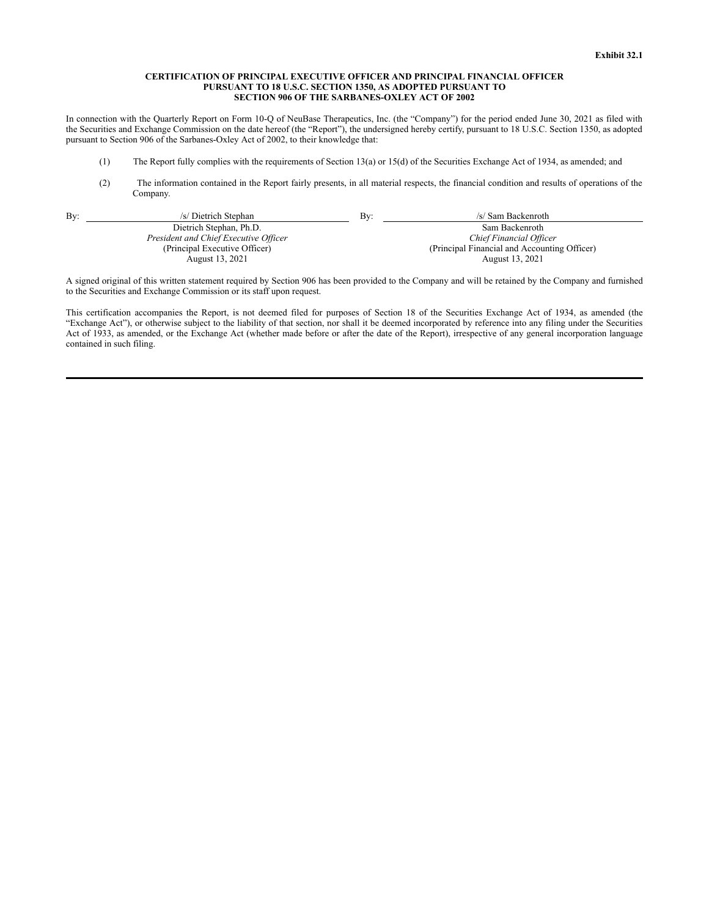**Exhibit 32.1**

**CERTIFICATION OF PRINCIPAL EXECUTIVE OFFICER AND PRINCIPAL FINANCIAL OFFICER PURSUANT TO 18 U.S.C. SECTION 1350, AS ADOPTED PURSUANT TO SECTION 906 OF THE SARBANES-OXLEY ACT OF 2002**

In connection with the Quarterly Report on Form 10-Q of NeuBase Therapeutics, Inc. (the "Company") for the period ended June 30, 2021 as filed with the Securities and Exchange Commission on the date hereof (the "Report"), the undersigned hereby certify, pursuant to 18 U.S.C. Section 1350, as adopted pursuant to Section 906 of the Sarbanes-Oxley Act of 2002, to their knowledge that:

(1) The Report fully complies with the requirements of Section 13(a) or 15(d) of the Securities Exchange Act of 1934, as amended; and

(2) The information contained in the Report fairly presents, in all material respects, the financial condition and results of operations of the Company.

| | | | |
|---|---|---|---|
| By: | /s/ Dietrich Stephan | By: | /s/ Sam Backenroth |
| | Dietrich Stephan, Ph.D. | | Sam Backenroth |
| | *President and Chief Executive Officer* | | *Chief Financial Officer* |
| | (Principal Executive Officer) | | (Principal Financial and Accounting Officer) |
| | August 13, 2021 | | August 13, 2021 |

A signed original of this written statement required by Section 906 has been provided to the Company and will be retained by the Company and furnished to the Securities and Exchange Commission or its staff upon request.

This certification accompanies the Report, is not deemed filed for purposes of Section 18 of the Securities Exchange Act of 1934, as amended (the "Exchange Act"), or otherwise subject to the liability of that section, nor shall it be deemed incorporated by reference into any filing under the Securities Act of 1933, as amended, or the Exchange Act (whether made before or after the date of the Report), irrespective of any general incorporation language contained in such filing.